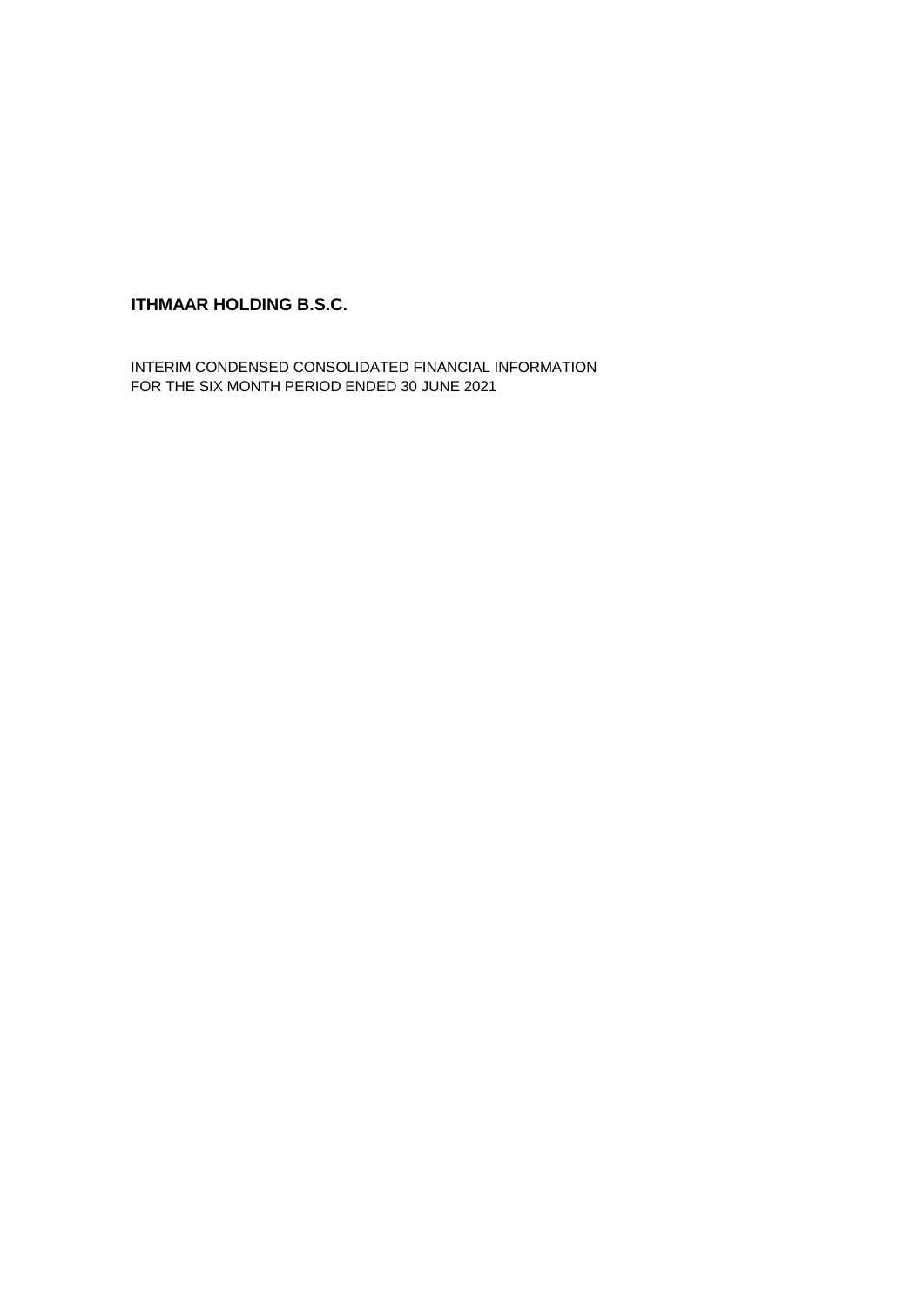# ITHMAAR HOLDING B.S.C.

INTERIM CONDENSED CONSOLIDATED FINANCIAL INFORMATION
FOR THE SIX MONTH PERIOD ENDED 30 JUNE 2021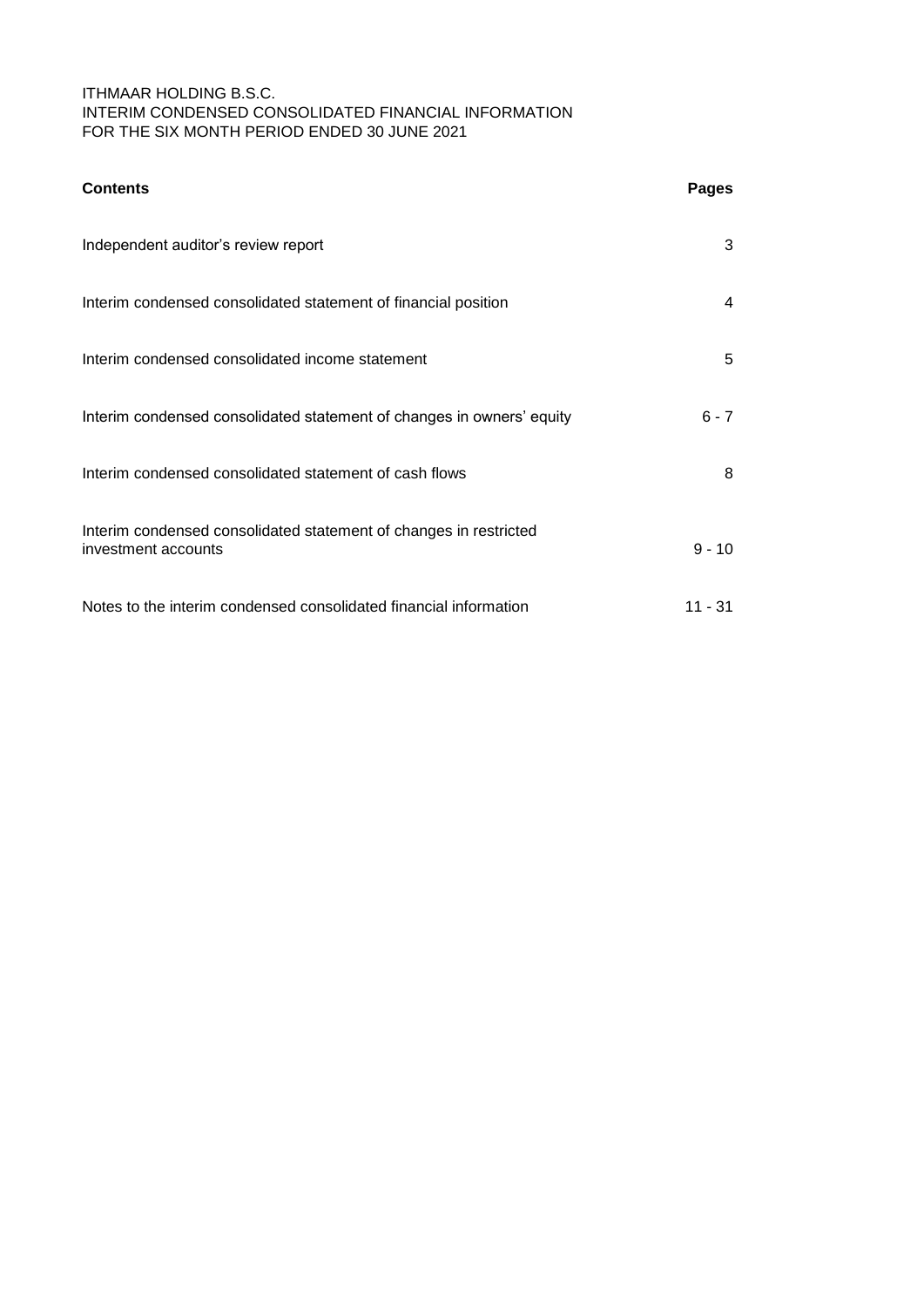ITHMAAR HOLDING B.S.C.
INTERIM CONDENSED CONSOLIDATED FINANCIAL INFORMATION
FOR THE SIX MONTH PERIOD ENDED 30 JUNE 2021

| **Contents** | **Pages** |
| --- | --- |
| Independent auditor's review report | 3 |
| Interim condensed consolidated statement of financial position | 4 |
| Interim condensed consolidated income statement | 5 |
| Interim condensed consolidated statement of changes in owners' equity | 6 - 7 |
| Interim condensed consolidated statement of cash flows | 8 |
| Interim condensed consolidated statement of changes in restricted investment accounts | 9 - 10 |
| Notes to the interim condensed consolidated financial information | 11 - 31 |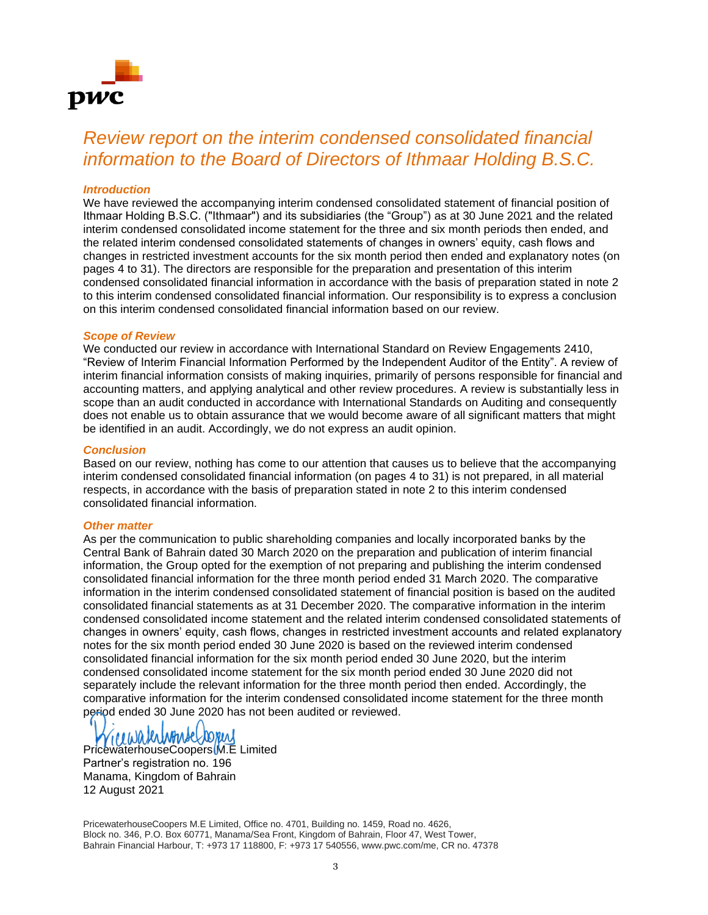# Review report on the interim condensed consolidated financial information to the Board of Directors of Ithmaar Holding B.S.C.

### Introduction

We have reviewed the accompanying interim condensed consolidated statement of financial position of Ithmaar Holding B.S.C. ("Ithmaar") and its subsidiaries (the "Group") as at 30 June 2021 and the related interim condensed consolidated income statement for the three and six month periods then ended, and the related interim condensed consolidated statements of changes in owners' equity, cash flows and changes in restricted investment accounts for the six month period then ended and explanatory notes (on pages 4 to 31). The directors are responsible for the preparation and presentation of this interim condensed consolidated financial information in accordance with the basis of preparation stated in note 2 to this interim condensed consolidated financial information. Our responsibility is to express a conclusion on this interim condensed consolidated financial information based on our review.

### Scope of Review

We conducted our review in accordance with International Standard on Review Engagements 2410, "Review of Interim Financial Information Performed by the Independent Auditor of the Entity". A review of interim financial information consists of making inquiries, primarily of persons responsible for financial and accounting matters, and applying analytical and other review procedures. A review is substantially less in scope than an audit conducted in accordance with International Standards on Auditing and consequently does not enable us to obtain assurance that we would become aware of all significant matters that might be identified in an audit. Accordingly, we do not express an audit opinion.

### Conclusion

Based on our review, nothing has come to our attention that causes us to believe that the accompanying interim condensed consolidated financial information (on pages 4 to 31) is not prepared, in all material respects, in accordance with the basis of preparation stated in note 2 to this interim condensed consolidated financial information.

### Other matter

As per the communication to public shareholding companies and locally incorporated banks by the Central Bank of Bahrain dated 30 March 2020 on the preparation and publication of interim financial information, the Group opted for the exemption of not preparing and publishing the interim condensed consolidated financial information for the three month period ended 31 March 2020. The comparative information in the interim condensed consolidated statement of financial position is based on the audited consolidated financial statements as at 31 December 2020. The comparative information in the interim condensed consolidated income statement and the related interim condensed consolidated statements of changes in owners' equity, cash flows, changes in restricted investment accounts and related explanatory notes for the six month period ended 30 June 2020 is based on the reviewed interim condensed consolidated financial information for the six month period ended 30 June 2020, but the interim condensed consolidated income statement for the six month period ended 30 June 2020 did not separately include the relevant information for the three month period then ended. Accordingly, the comparative information for the interim condensed consolidated income statement for the three month period ended 30 June 2020 has not been audited or reviewed.

PricewaterhouseCoopers M.E Limited
Partner's registration no. 196
Manama, Kingdom of Bahrain
12 August 2021

PricewaterhouseCoopers M.E Limited, Office no. 4701, Building no. 1459, Road no. 4626, Block no. 346, P.O. Box 60771, Manama/Sea Front, Kingdom of Bahrain, Floor 47, West Tower, Bahrain Financial Harbour, T: +973 17 118800, F: +973 17 540556, www.pwc.com/me, CR no. 47378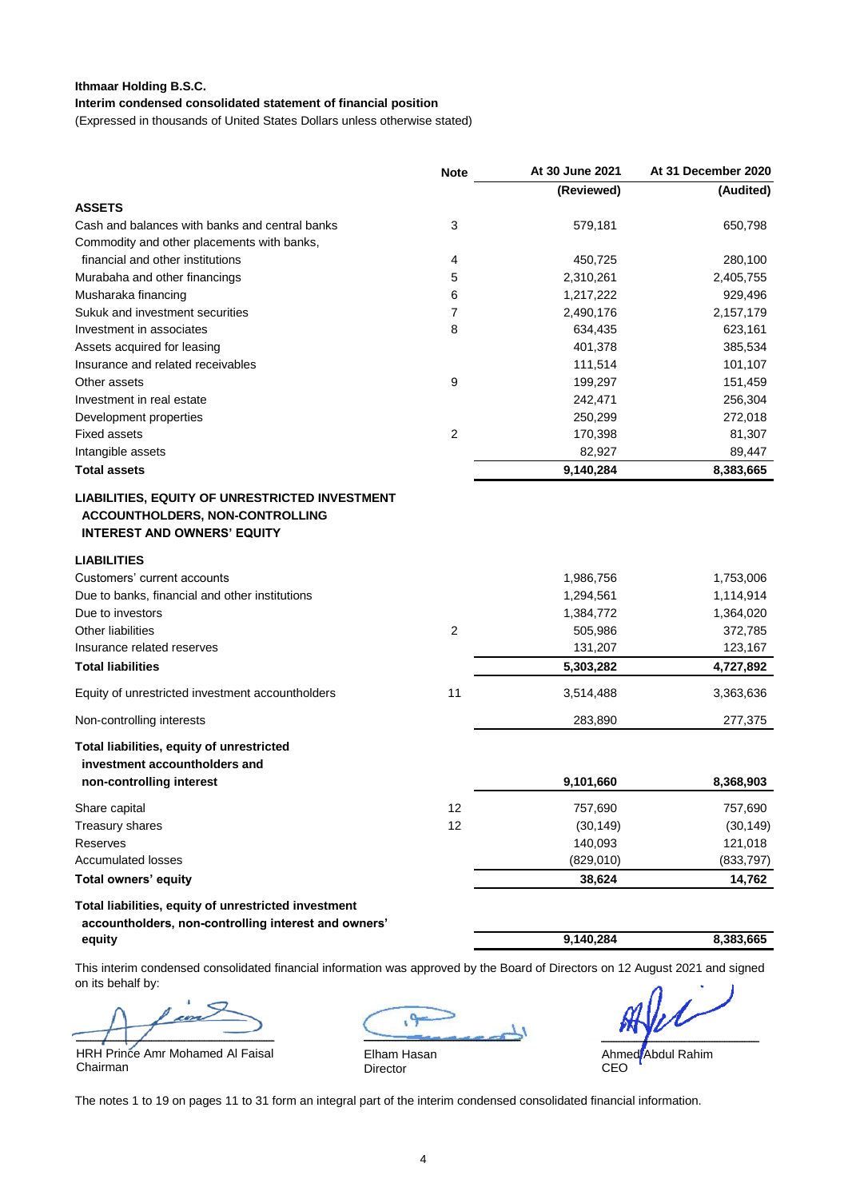**Ithmaar Holding B.S.C.**

**Interim condensed consolidated statement of financial position**

(Expressed in thousands of United States Dollars unless otherwise stated)

| | Note | At 30 June 2021 | At 31 December 2020 |
|---|---|---|---|
| | | **(Reviewed)** | **(Audited)** |
| **ASSETS** | | | |
| Cash and balances with banks and central banks | 3 | 579,181 | 650,798 |
| Commodity and other placements with banks, financial and other institutions | 4 | 450,725 | 280,100 |
| Murabaha and other financings | 5 | 2,310,261 | 2,405,755 |
| Musharaka financing | 6 | 1,217,222 | 929,496 |
| Sukuk and investment securities | 7 | 2,490,176 | 2,157,179 |
| Investment in associates | 8 | 634,435 | 623,161 |
| Assets acquired for leasing | | 401,378 | 385,534 |
| Insurance and related receivables | | 111,514 | 101,107 |
| Other assets | 9 | 199,297 | 151,459 |
| Investment in real estate | | 242,471 | 256,304 |
| Development properties | | 250,299 | 272,018 |
| Fixed assets | 2 | 170,398 | 81,307 |
| Intangible assets | | 82,927 | 89,447 |
| **Total assets** | | **9,140,284** | **8,383,665** |
| **LIABILITIES, EQUITY OF UNRESTRICTED INVESTMENT ACCOUNTHOLDERS, NON-CONTROLLING INTEREST AND OWNERS' EQUITY** | | | |
| **LIABILITIES** | | | |
| Customers' current accounts | | 1,986,756 | 1,753,006 |
| Due to banks, financial and other institutions | | 1,294,561 | 1,114,914 |
| Due to investors | | 1,384,772 | 1,364,020 |
| Other liabilities | 2 | 505,986 | 372,785 |
| Insurance related reserves | | 131,207 | 123,167 |
| **Total liabilities** | | **5,303,282** | **4,727,892** |
| Equity of unrestricted investment accountholders | 11 | 3,514,488 | 3,363,636 |
| Non-controlling interests | | 283,890 | 277,375 |
| **Total liabilities, equity of unrestricted investment accountholders and non-controlling interest** | | **9,101,660** | **8,368,903** |
| Share capital | 12 | 757,690 | 757,690 |
| Treasury shares | 12 | (30,149) | (30,149) |
| Reserves | | 140,093 | 121,018 |
| Accumulated losses | | (829,010) | (833,797) |
| **Total owners' equity** | | **38,624** | **14,762** |
| **Total liabilities, equity of unrestricted investment accountholders, non-controlling interest and owners' equity** | | **9,140,284** | **8,383,665** |

This interim condensed consolidated financial information was approved by the Board of Directors on 12 August 2021 and signed on its behalf by:

HRH Prince Amr Mohamed Al Faisal
Chairman

Elham Hasan
Director

Ahmed Abdul Rahim
CEO

The notes 1 to 19 on pages 11 to 31 form an integral part of the interim condensed consolidated financial information.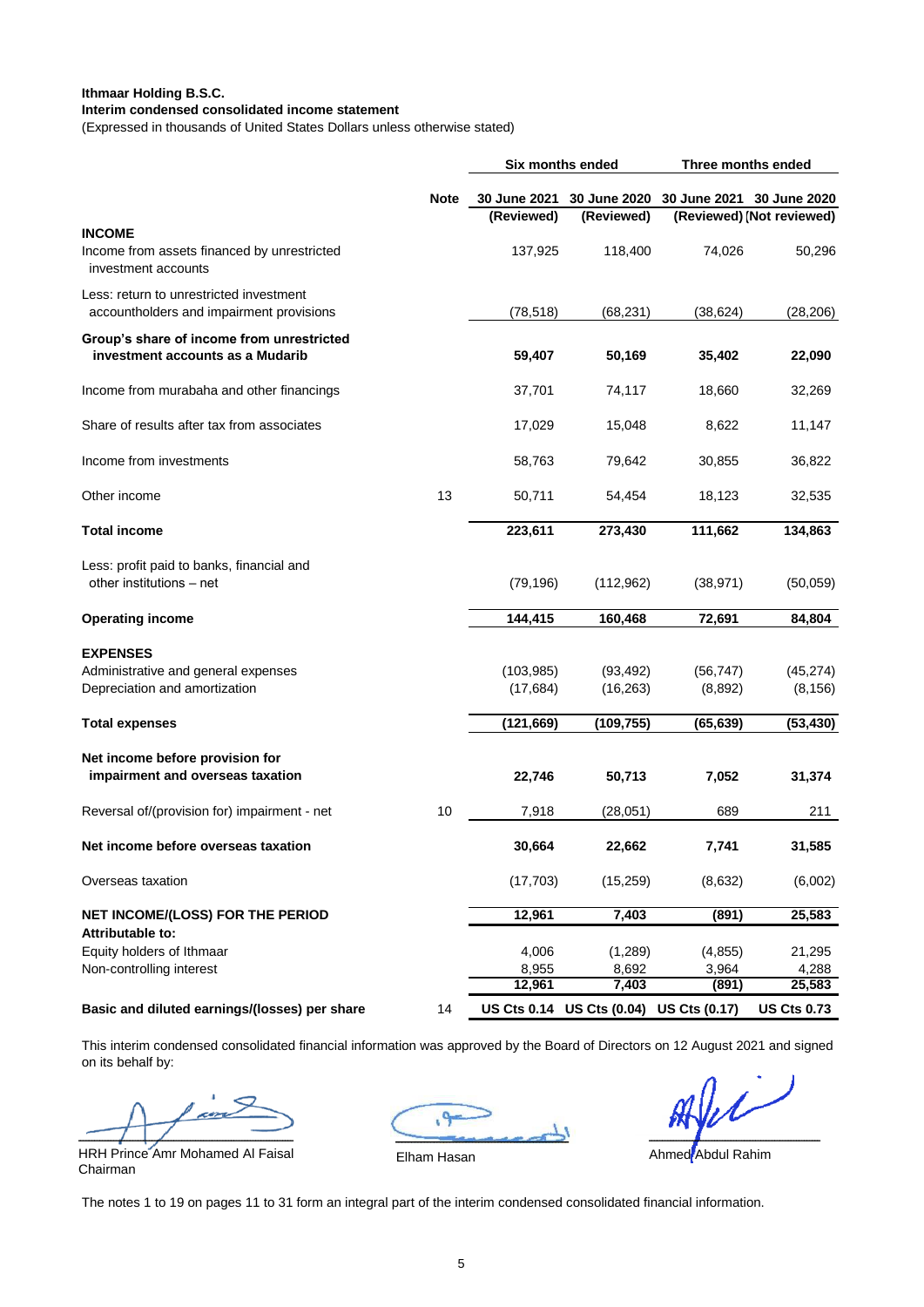**Ithmaar Holding B.S.C.**
**Interim condensed consolidated income statement**
(Expressed in thousands of United States Dollars unless otherwise stated)

| | Note | Six months ended | | Three months ended | |
|---|---|---|---|---|---|
| | | 30 June 2021 (Reviewed) | 30 June 2020 (Reviewed) | 30 June 2021 (Reviewed) | 30 June 2020 (Not reviewed) |
| **INCOME** | | | | | |
| Income from assets financed by unrestricted investment accounts | | 137,925 | 118,400 | 74,026 | 50,296 |
| Less: return to unrestricted investment accountholders and impairment provisions | | (78,518) | (68,231) | (38,624) | (28,206) |
| **Group's share of income from unrestricted investment accounts as a Mudarib** | | **59,407** | **50,169** | **35,402** | **22,090** |
| Income from murabaha and other financings | | 37,701 | 74,117 | 18,660 | 32,269 |
| Share of results after tax from associates | | 17,029 | 15,048 | 8,622 | 11,147 |
| Income from investments | | 58,763 | 79,642 | 30,855 | 36,822 |
| Other income | 13 | 50,711 | 54,454 | 18,123 | 32,535 |
| **Total income** | | **223,611** | **273,430** | **111,662** | **134,863** |
| Less: profit paid to banks, financial and other institutions – net | | (79,196) | (112,962) | (38,971) | (50,059) |
| **Operating income** | | **144,415** | **160,468** | **72,691** | **84,804** |
| **EXPENSES** | | | | | |
| Administrative and general expenses | | (103,985) | (93,492) | (56,747) | (45,274) |
| Depreciation and amortization | | (17,684) | (16,263) | (8,892) | (8,156) |
| **Total expenses** | | **(121,669)** | **(109,755)** | **(65,639)** | **(53,430)** |
| **Net income before provision for impairment and overseas taxation** | | **22,746** | **50,713** | **7,052** | **31,374** |
| Reversal of/(provision for) impairment - net | 10 | 7,918 | (28,051) | 689 | 211 |
| **Net income before overseas taxation** | | **30,664** | **22,662** | **7,741** | **31,585** |
| Overseas taxation | | (17,703) | (15,259) | (8,632) | (6,002) |
| **NET INCOME/(LOSS) FOR THE PERIOD** | | **12,961** | **7,403** | **(891)** | **25,583** |
| **Attributable to:** | | | | | |
| Equity holders of Ithmaar | | 4,006 | (1,289) | (4,855) | 21,295 |
| Non-controlling interest | | 8,955 | 8,692 | 3,964 | 4,288 |
| | | **12,961** | **7,403** | **(891)** | **25,583** |
| **Basic and diluted earnings/(losses) per share** | 14 | **US Cts 0.14** | **US Cts (0.04)** | **US Cts (0.17)** | **US Cts 0.73** |

This interim condensed consolidated financial information was approved by the Board of Directors on 12 August 2021 and signed on its behalf by:

HRH Prince Amr Mohamed Al Faisal
Chairman

Elham Hasan

Ahmed Abdul Rahim

The notes 1 to 19 on pages 11 to 31 form an integral part of the interim condensed consolidated financial information.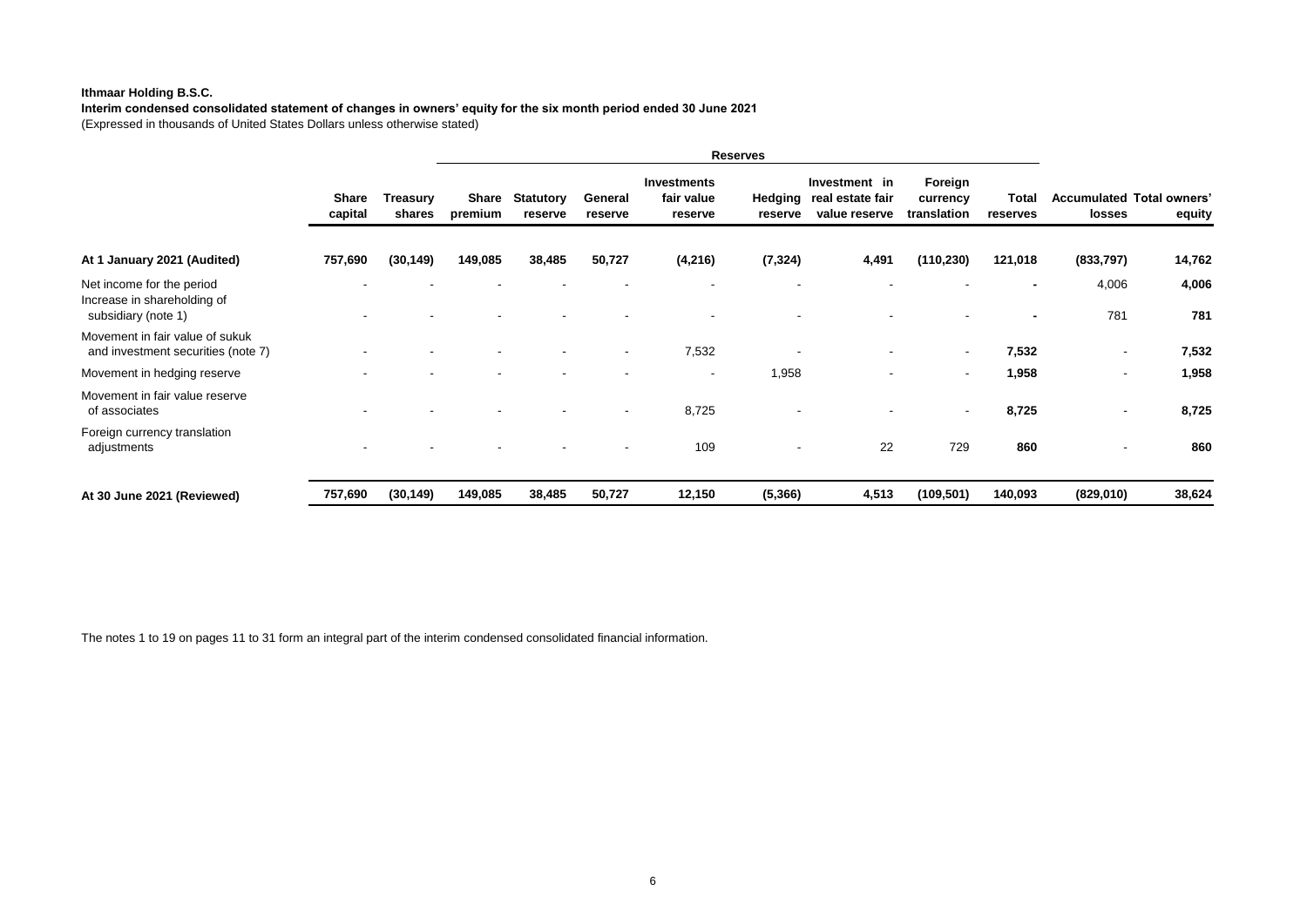**Ithmaar Holding B.S.C.**

**Interim condensed consolidated statement of changes in owners' equity for the six month period ended 30 June 2021**

(Expressed in thousands of United States Dollars unless otherwise stated)

| | | | Reserves | | | | | | | | | | |
|---|---|---|---|---|---|---|---|---|---|---|---|---|---|
| | **Share capital** | **Treasury shares** | **Share premium** | **Statutory reserve** | **General reserve** | **Investments fair value reserve** | **Hedging reserve** | **Investment in real estate fair value reserve** | **Foreign currency translation** | **Total reserves** | **Accumulated losses** | **Total owners' equity** |
| **At 1 January 2021 (Audited)** | **757,690** | **(30,149)** | **149,085** | **38,485** | **50,727** | **(4,216)** | **(7,324)** | **4,491** | **(110,230)** | **121,018** | **(833,797)** | **14,762** |
| Net income for the period | - | - | - | - | - | - | - | - | - | **-** | 4,006 | **4,006** |
| Increase in shareholding of subsidiary (note 1) | - | - | - | - | - | - | - | - | - | **-** | 781 | **781** |
| Movement in fair value of sukuk and investment securities (note 7) | - | - | - | - | - | 7,532 | - | - | - | **7,532** | - | **7,532** |
| Movement in hedging reserve | - | - | - | - | - | - | 1,958 | - | - | **1,958** | - | **1,958** |
| Movement in fair value reserve of associates | - | - | - | - | - | 8,725 | - | - | - | **8,725** | - | **8,725** |
| Foreign currency translation adjustments | - | - | - | - | - | 109 | - | 22 | 729 | **860** | - | **860** |
| **At 30 June 2021 (Reviewed)** | **757,690** | **(30,149)** | **149,085** | **38,485** | **50,727** | **12,150** | **(5,366)** | **4,513** | **(109,501)** | **140,093** | **(829,010)** | **38,624** |

The notes 1 to 19 on pages 11 to 31 form an integral part of the interim condensed consolidated financial information.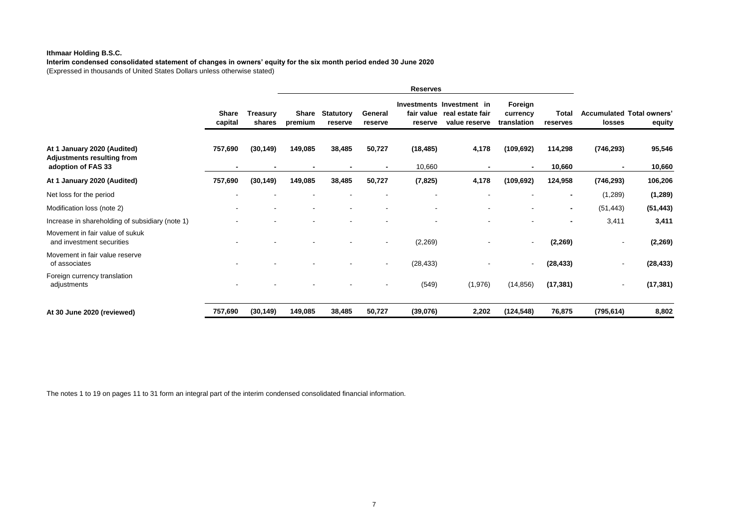**Ithmaar Holding B.S.C.**

**Interim condensed consolidated statement of changes in owners' equity for the six month period ended 30 June 2020**

(Expressed in thousands of United States Dollars unless otherwise stated)

| | Share capital | Treasury shares | Reserves | | | | | | | Accumulated losses | Total owners' equity |
|---|---|---|---|---|---|---|---|---|---|---|---|
| | | | Share premium | Statutory reserve | General reserve | Investments fair value reserve | Investment in real estate fair value reserve | Foreign currency translation | Total reserves | | |
| **At 1 January 2020 (Audited)** | **757,690** | **(30,149)** | **149,085** | **38,485** | **50,727** | **(18,485)** | **4,178** | **(109,692)** | **114,298** | **(746,293)** | **95,546** |
| **Adjustments resulting from adoption of FAS 33** | **-** | **-** | **-** | **-** | **-** | 10,660 | **-** | **-** | 10,660 | **-** | 10,660 |
| **At 1 January 2020 (Audited)** | **757,690** | **(30,149)** | **149,085** | **38,485** | **50,727** | **(7,825)** | **4,178** | **(109,692)** | **124,958** | **(746,293)** | **106,206** |
| Net loss for the period | - | - | - | - | - | - | - | - | **-** | (1,289) | **(1,289)** |
| Modification loss (note 2) | - | - | - | - | - | - | - | - | **-** | (51,443) | **(51,443)** |
| Increase in shareholding of subsidiary (note 1) | - | - | - | - | - | - | - | - | **-** | 3,411 | **3,411** |
| Movement in fair value of sukuk and investment securities | - | - | - | - | - | (2,269) | - | - | **(2,269)** | - | **(2,269)** |
| Movement in fair value reserve of associates | - | - | - | - | - | (28,433) | - | - | **(28,433)** | - | **(28,433)** |
| Foreign currency translation adjustments | - | - | - | - | - | (549) | (1,976) | (14,856) | **(17,381)** | - | **(17,381)** |
| **At 30 June 2020 (reviewed)** | **757,690** | **(30,149)** | **149,085** | **38,485** | **50,727** | **(39,076)** | **2,202** | **(124,548)** | **76,875** | **(795,614)** | **8,802** |

The notes 1 to 19 on pages 11 to 31 form an integral part of the interim condensed consolidated financial information.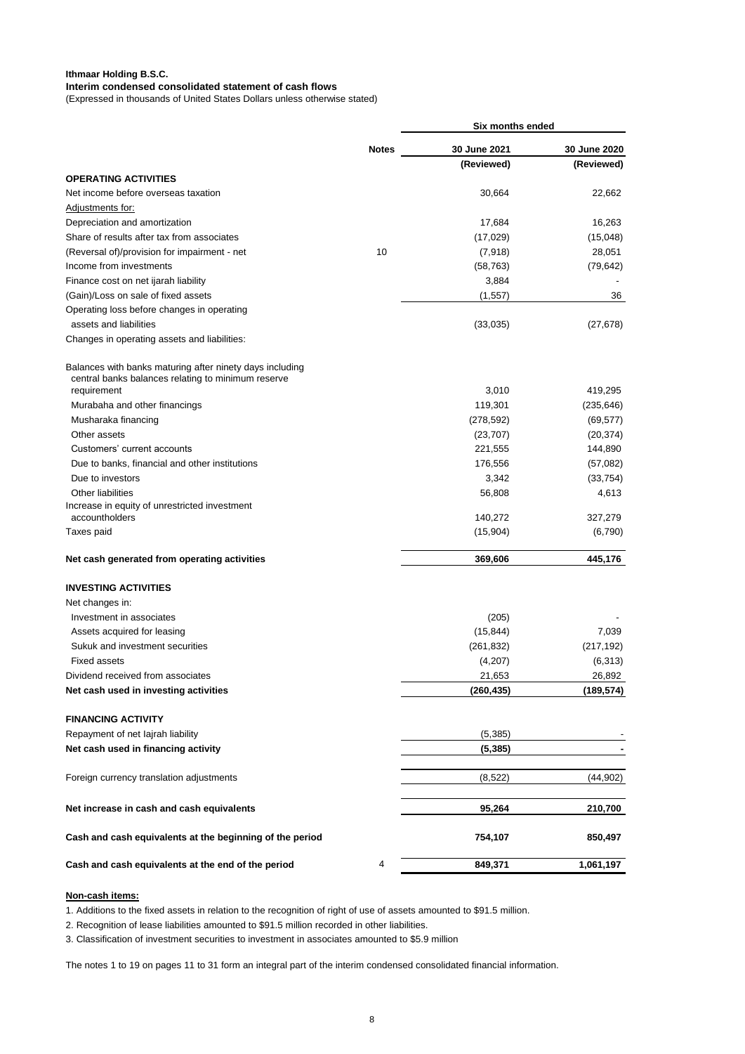**Ithmaar Holding B.S.C.**

**Interim condensed consolidated statement of cash flows**

(Expressed in thousands of United States Dollars unless otherwise stated)

| | Notes | Six months ended | |
|---|---|---|---|
| | | 30 June 2021 | 30 June 2020 |
| | | (Reviewed) | (Reviewed) |
| **OPERATING ACTIVITIES** | | | |
| Net income before overseas taxation | | 30,664 | 22,662 |
| Adjustments for: | | | |
| Depreciation and amortization | | 17,684 | 16,263 |
| Share of results after tax from associates | | (17,029) | (15,048) |
| (Reversal of)/provision for impairment - net | 10 | (7,918) | 28,051 |
| Income from investments | | (58,763) | (79,642) |
| Finance cost on net ijarah liability | | 3,884 | - |
| (Gain)/Loss on sale of fixed assets | | (1,557) | 36 |
| Operating loss before changes in operating assets and liabilities | | (33,035) | (27,678) |
| Changes in operating assets and liabilities: | | | |
| Balances with banks maturing after ninety days including central banks balances relating to minimum reserve requirement | | 3,010 | 419,295 |
| Murabaha and other financings | | 119,301 | (235,646) |
| Musharaka financing | | (278,592) | (69,577) |
| Other assets | | (23,707) | (20,374) |
| Customers' current accounts | | 221,555 | 144,890 |
| Due to banks, financial and other institutions | | 176,556 | (57,082) |
| Due to investors | | 3,342 | (33,754) |
| Other liabilities | | 56,808 | 4,613 |
| Increase in equity of unrestricted investment accountholders | | 140,272 | 327,279 |
| Taxes paid | | (15,904) | (6,790) |
| **Net cash generated from operating activities** | | **369,606** | **445,176** |
| **INVESTING ACTIVITIES** | | | |
| Net changes in: | | | |
| Investment in associates | | (205) | - |
| Assets acquired for leasing | | (15,844) | 7,039 |
| Sukuk and investment securities | | (261,832) | (217,192) |
| Fixed assets | | (4,207) | (6,313) |
| Dividend received from associates | | 21,653 | 26,892 |
| **Net cash used in investing activities** | | **(260,435)** | **(189,574)** |
| **FINANCING ACTIVITY** | | | |
| Repayment of net Iajrah liability | | (5,385) | - |
| **Net cash used in financing activity** | | **(5,385)** | **-** |
| Foreign currency translation adjustments | | (8,522) | (44,902) |
| **Net increase in cash and cash equivalents** | | **95,264** | **210,700** |
| **Cash and cash equivalents at the beginning of the period** | | **754,107** | **850,497** |
| **Cash and cash equivalents at the end of the period** | 4 | **849,371** | **1,061,197** |

**Non-cash items:**

1. Additions to the fixed assets in relation to the recognition of right of use of assets amounted to $91.5 million.
2. Recognition of lease liabilities amounted to $91.5 million recorded in other liabilities.
3. Classification of investment securities to investment in associates amounted to $5.9 million

The notes 1 to 19 on pages 11 to 31 form an integral part of the interim condensed consolidated financial information.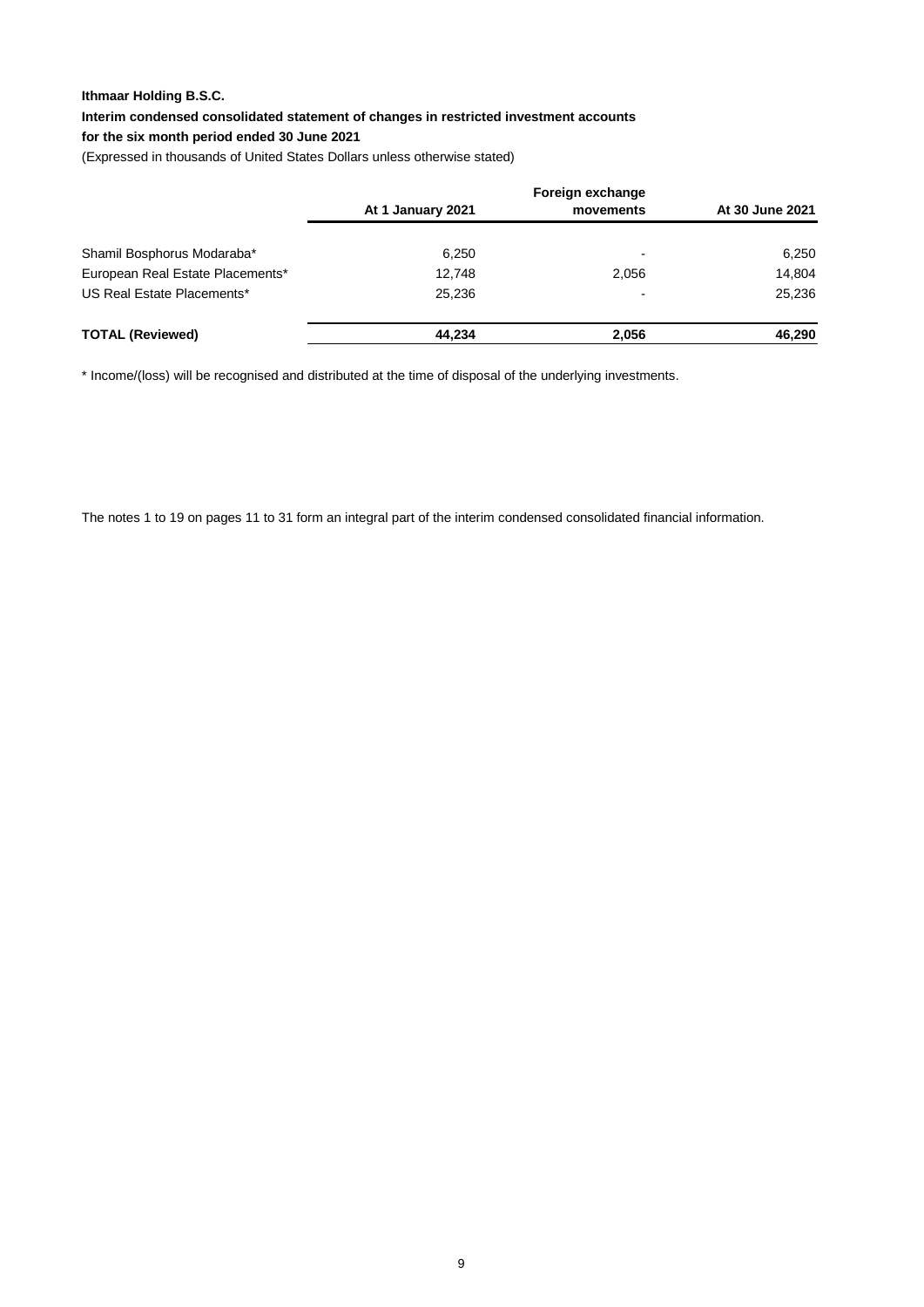**Ithmaar Holding B.S.C.**

**Interim condensed consolidated statement of changes in restricted investment accounts**

**for the six month period ended 30 June 2021**

(Expressed in thousands of United States Dollars unless otherwise stated)

| | At 1 January 2021 | Foreign exchange movements | At 30 June 2021 |
|---|---|---|---|
| Shamil Bosphorus Modaraba* | 6,250 | - | 6,250 |
| European Real Estate Placements* | 12,748 | 2,056 | 14,804 |
| US Real Estate Placements* | 25,236 | - | 25,236 |
| **TOTAL (Reviewed)** | **44,234** | **2,056** | **46,290** |

* Income/(loss) will be recognised and distributed at the time of disposal of the underlying investments.

The notes 1 to 19 on pages 11 to 31 form an integral part of the interim condensed consolidated financial information.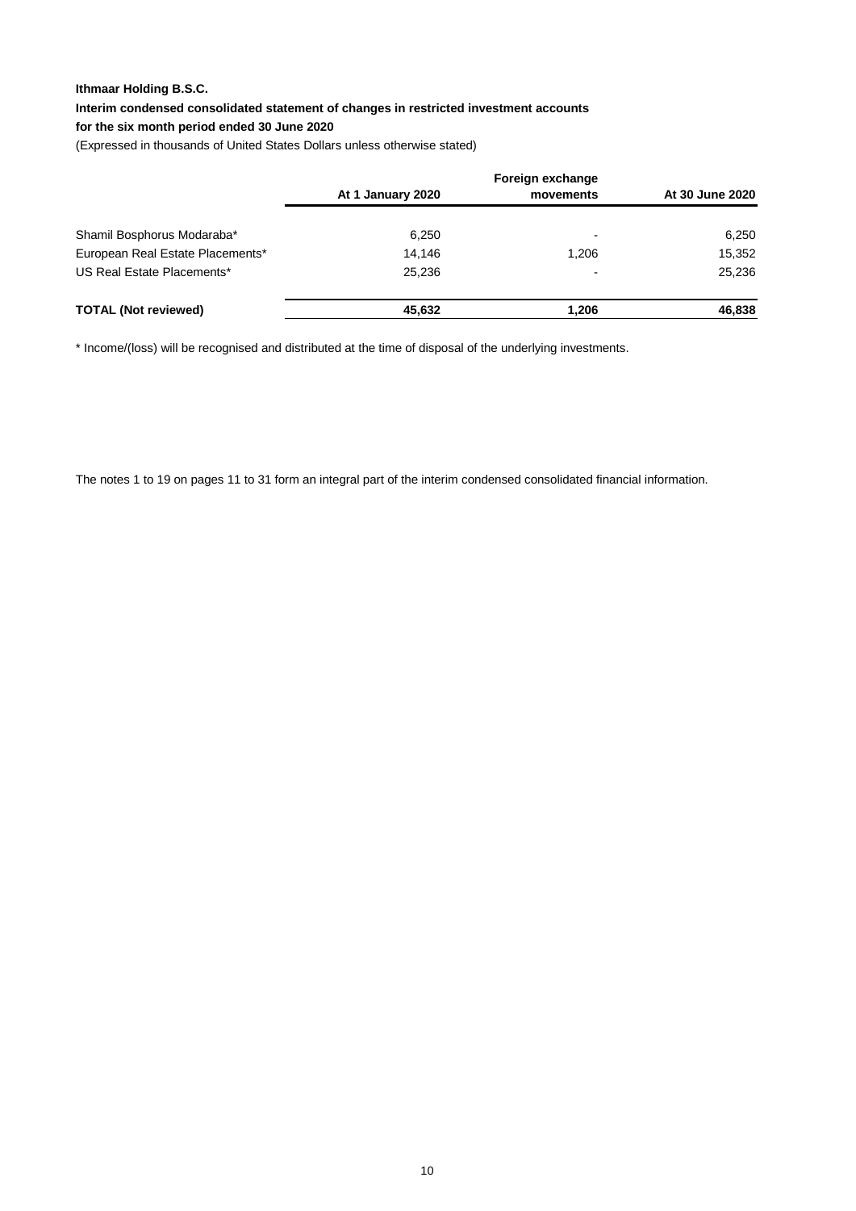**Ithmaar Holding B.S.C.**

**Interim condensed consolidated statement of changes in restricted investment accounts**

**for the six month period ended 30 June 2020**

(Expressed in thousands of United States Dollars unless otherwise stated)

| | At 1 January 2020 | Foreign exchange movements | At 30 June 2020 |
|---|---|---|---|
| Shamil Bosphorus Modaraba* | 6,250 | - | 6,250 |
| European Real Estate Placements* | 14,146 | 1,206 | 15,352 |
| US Real Estate Placements* | 25,236 | - | 25,236 |
| **TOTAL (Not reviewed)** | **45,632** | **1,206** | **46,838** |

* Income/(loss) will be recognised and distributed at the time of disposal of the underlying investments.

The notes 1 to 19 on pages 11 to 31 form an integral part of the interim condensed consolidated financial information.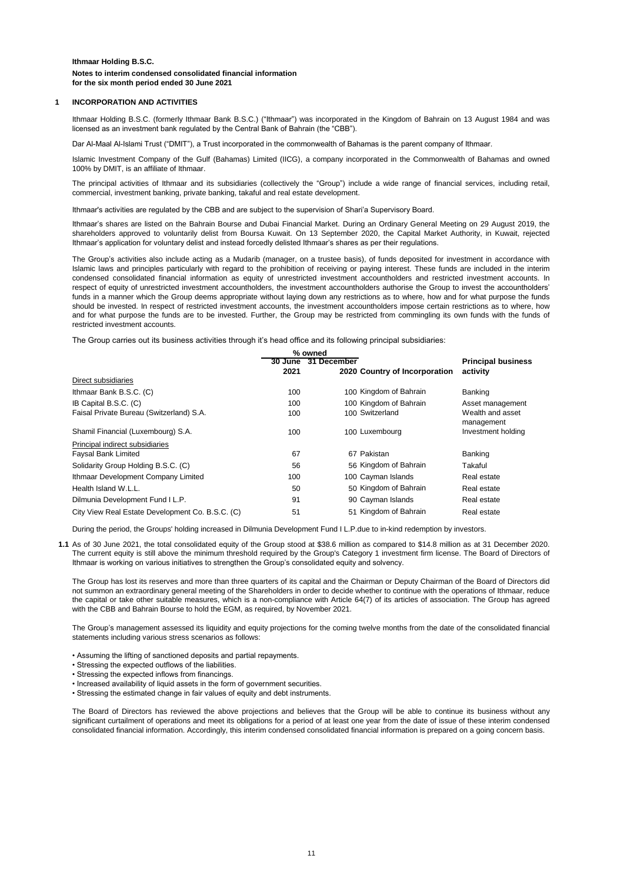**Ithmaar Holding B.S.C.**

**Notes to interim condensed consolidated financial information for the six month period ended 30 June 2021**

## 1 INCORPORATION AND ACTIVITIES

Ithmaar Holding B.S.C. (formerly Ithmaar Bank B.S.C.) ("Ithmaar") was incorporated in the Kingdom of Bahrain on 13 August 1984 and was licensed as an investment bank regulated by the Central Bank of Bahrain (the "CBB").

Dar Al-Maal Al-Islami Trust ("DMIT"), a Trust incorporated in the commonwealth of Bahamas is the parent company of Ithmaar.

Islamic Investment Company of the Gulf (Bahamas) Limited (IICG), a company incorporated in the Commonwealth of Bahamas and owned 100% by DMIT, is an affiliate of Ithmaar.

The principal activities of Ithmaar and its subsidiaries (collectively the "Group") include a wide range of financial services, including retail, commercial, investment banking, private banking, takaful and real estate development.

Ithmaar's activities are regulated by the CBB and are subject to the supervision of Shari'a Supervisory Board.

Ithmaar's shares are listed on the Bahrain Bourse and Dubai Financial Market. During an Ordinary General Meeting on 29 August 2019, the shareholders approved to voluntarily delist from Boursa Kuwait. On 13 September 2020, the Capital Market Authority, in Kuwait, rejected Ithmaar's application for voluntary delist and instead forcedly delisted Ithmaar's shares as per their regulations.

The Group's activities also include acting as a Mudarib (manager, on a trustee basis), of funds deposited for investment in accordance with Islamic laws and principles particularly with regard to the prohibition of receiving or paying interest. These funds are included in the interim condensed consolidated financial information as equity of unrestricted investment accountholders and restricted investment accounts. In respect of equity of unrestricted investment accountholders, the investment accountholders authorise the Group to invest the accountholders' funds in a manner which the Group deems appropriate without laying down any restrictions as to where, how and for what purpose the funds should be invested. In respect of restricted investment accounts, the investment accountholders impose certain restrictions as to where, how and for what purpose the funds are to be invested. Further, the Group may be restricted from commingling its own funds with the funds of restricted investment accounts.

The Group carries out its business activities through it's head office and its following principal subsidiaries:

| | % owned | | | |
|---|---|---|---|---|
| | 30 June 2021 | 31 December 2020 | Country of Incorporation | Principal business activity |
| Direct subsidiaries | | | | |
| Ithmaar Bank B.S.C. (C) | 100 | 100 | Kingdom of Bahrain | Banking |
| IB Capital B.S.C. (C) | 100 | 100 | Kingdom of Bahrain | Asset management |
| Faisal Private Bureau (Switzerland) S.A. | 100 | 100 | Switzerland | Wealth and asset management |
| Shamil Financial (Luxembourg) S.A. | 100 | 100 | Luxembourg | Investment holding |
| Principal indirect subsidiaries | | | | |
| Faysal Bank Limited | 67 | 67 | Pakistan | Banking |
| Solidarity Group Holding B.S.C. (C) | 56 | 56 | Kingdom of Bahrain | Takaful |
| Ithmaar Development Company Limited | 100 | 100 | Cayman Islands | Real estate |
| Health Island W.L.L. | 50 | 50 | Kingdom of Bahrain | Real estate |
| Dilmunia Development Fund I L.P. | 91 | 90 | Cayman Islands | Real estate |
| City View Real Estate Development Co. B.S.C. (C) | 51 | 51 | Kingdom of Bahrain | Real estate |

During the period, the Groups' holding increased in Dilmunia Development Fund I L.P.due to in-kind redemption by investors.

**1.1** As of 30 June 2021, the total consolidated equity of the Group stood at $38.6 million as compared to $14.8 million as at 31 December 2020. The current equity is still above the minimum threshold required by the Group's Category 1 investment firm license. The Board of Directors of Ithmaar is working on various initiatives to strengthen the Group's consolidated equity and solvency.

The Group has lost its reserves and more than three quarters of its capital and the Chairman or Deputy Chairman of the Board of Directors did not summon an extraordinary general meeting of the Shareholders in order to decide whether to continue with the operations of Ithmaar, reduce the capital or take other suitable measures, which is a non-compliance with Article 64(7) of its articles of association. The Group has agreed with the CBB and Bahrain Bourse to hold the EGM, as required, by November 2021.

The Group's management assessed its liquidity and equity projections for the coming twelve months from the date of the consolidated financial statements including various stress scenarios as follows:

- Assuming the lifting of sanctioned deposits and partial repayments.
- Stressing the expected outflows of the liabilities.
- Stressing the expected inflows from financings.
- Increased availability of liquid assets in the form of government securities.
- Stressing the estimated change in fair values of equity and debt instruments.

The Board of Directors has reviewed the above projections and believes that the Group will be able to continue its business without any significant curtailment of operations and meet its obligations for a period of at least one year from the date of issue of these interim condensed consolidated financial information. Accordingly, this interim condensed consolidated financial information is prepared on a going concern basis.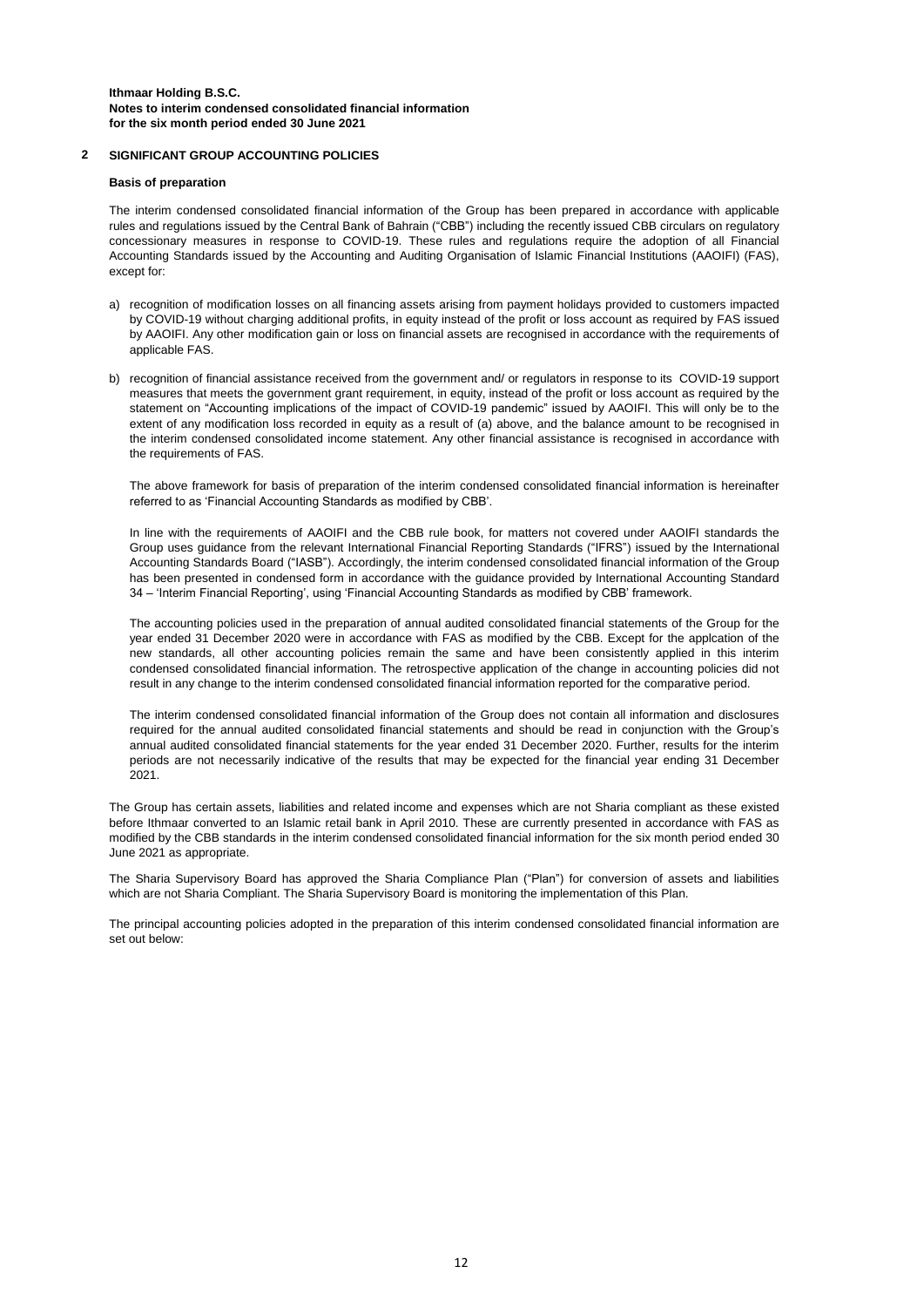## 2 SIGNIFICANT GROUP ACCOUNTING POLICIES

### Basis of preparation

The interim condensed consolidated financial information of the Group has been prepared in accordance with applicable rules and regulations issued by the Central Bank of Bahrain ("CBB") including the recently issued CBB circulars on regulatory concessionary measures in response to COVID-19. These rules and regulations require the adoption of all Financial Accounting Standards issued by the Accounting and Auditing Organisation of Islamic Financial Institutions (AAOIFI) (FAS), except for:

a) recognition of modification losses on all financing assets arising from payment holidays provided to customers impacted by COVID-19 without charging additional profits, in equity instead of the profit or loss account as required by FAS issued by AAOIFI. Any other modification gain or loss on financial assets are recognised in accordance with the requirements of applicable FAS.

b) recognition of financial assistance received from the government and/ or regulators in response to its COVID-19 support measures that meets the government grant requirement, in equity, instead of the profit or loss account as required by the statement on "Accounting implications of the impact of COVID-19 pandemic" issued by AAOIFI. This will only be to the extent of any modification loss recorded in equity as a result of (a) above, and the balance amount to be recognised in the interim condensed consolidated income statement. Any other financial assistance is recognised in accordance with the requirements of FAS.

The above framework for basis of preparation of the interim condensed consolidated financial information is hereinafter referred to as 'Financial Accounting Standards as modified by CBB'.

In line with the requirements of AAOIFI and the CBB rule book, for matters not covered under AAOIFI standards the Group uses guidance from the relevant International Financial Reporting Standards ("IFRS") issued by the International Accounting Standards Board ("IASB"). Accordingly, the interim condensed consolidated financial information of the Group has been presented in condensed form in accordance with the guidance provided by International Accounting Standard 34 – 'Interim Financial Reporting', using 'Financial Accounting Standards as modified by CBB' framework.

The accounting policies used in the preparation of annual audited consolidated financial statements of the Group for the year ended 31 December 2020 were in accordance with FAS as modified by the CBB. Except for the applcation of the new standards, all other accounting policies remain the same and have been consistently applied in this interim condensed consolidated financial information. The retrospective application of the change in accounting policies did not result in any change to the interim condensed consolidated financial information reported for the comparative period.

The interim condensed consolidated financial information of the Group does not contain all information and disclosures required for the annual audited consolidated financial statements and should be read in conjunction with the Group's annual audited consolidated financial statements for the year ended 31 December 2020. Further, results for the interim periods are not necessarily indicative of the results that may be expected for the financial year ending 31 December 2021.

The Group has certain assets, liabilities and related income and expenses which are not Sharia compliant as these existed before Ithmaar converted to an Islamic retail bank in April 2010. These are currently presented in accordance with FAS as modified by the CBB standards in the interim condensed consolidated financial information for the six month period ended 30 June 2021 as appropriate.

The Sharia Supervisory Board has approved the Sharia Compliance Plan ("Plan") for conversion of assets and liabilities which are not Sharia Compliant. The Sharia Supervisory Board is monitoring the implementation of this Plan.

The principal accounting policies adopted in the preparation of this interim condensed consolidated financial information are set out below: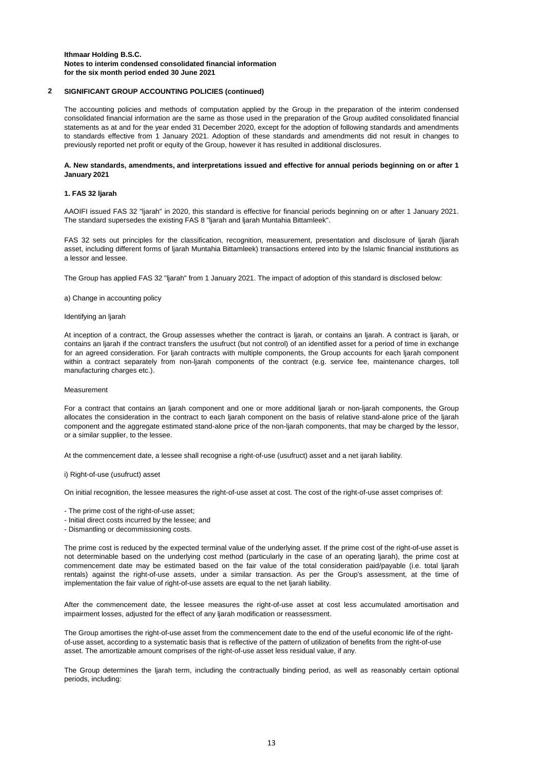**Ithmaar Holding B.S.C.**
**Notes to interim condensed consolidated financial information**
**for the six month period ended 30 June 2021**

## 2 SIGNIFICANT GROUP ACCOUNTING POLICIES (continued)

The accounting policies and methods of computation applied by the Group in the preparation of the interim condensed consolidated financial information are the same as those used in the preparation of the Group audited consolidated financial statements as at and for the year ended 31 December 2020, except for the adoption of following standards and amendments to standards effective from 1 January 2021. Adoption of these standards and amendments did not result in changes to previously reported net profit or equity of the Group, however it has resulted in additional disclosures.

### A. New standards, amendments, and interpretations issued and effective for annual periods beginning on or after 1 January 2021

#### 1. FAS 32 Ijarah

AAOIFI issued FAS 32 "Ijarah" in 2020, this standard is effective for financial periods beginning on or after 1 January 2021. The standard supersedes the existing FAS 8 "Ijarah and Ijarah Muntahia Bittamleek".

FAS 32 sets out principles for the classification, recognition, measurement, presentation and disclosure of Ijarah (Ijarah asset, including different forms of Ijarah Muntahia Bittamleek) transactions entered into by the Islamic financial institutions as a lessor and lessee.

The Group has applied FAS 32 "Ijarah" from 1 January 2021. The impact of adoption of this standard is disclosed below:

a) Change in accounting policy

Identifying an Ijarah

At inception of a contract, the Group assesses whether the contract is Ijarah, or contains an Ijarah. A contract is Ijarah, or contains an Ijarah if the contract transfers the usufruct (but not control) of an identified asset for a period of time in exchange for an agreed consideration. For Ijarah contracts with multiple components, the Group accounts for each Ijarah component within a contract separately from non-Ijarah components of the contract (e.g. service fee, maintenance charges, toll manufacturing charges etc.).

Measurement

For a contract that contains an Ijarah component and one or more additional Ijarah or non-Ijarah components, the Group allocates the consideration in the contract to each Ijarah component on the basis of relative stand-alone price of the Ijarah component and the aggregate estimated stand-alone price of the non-Ijarah components, that may be charged by the lessor, or a similar supplier, to the lessee.

At the commencement date, a lessee shall recognise a right-of-use (usufruct) asset and a net ijarah liability.

i) Right-of-use (usufruct) asset

On initial recognition, the lessee measures the right-of-use asset at cost. The cost of the right-of-use asset comprises of:

- The prime cost of the right-of-use asset;
- Initial direct costs incurred by the lessee; and
- Dismantling or decommissioning costs.

The prime cost is reduced by the expected terminal value of the underlying asset. If the prime cost of the right-of-use asset is not determinable based on the underlying cost method (particularly in the case of an operating Ijarah), the prime cost at commencement date may be estimated based on the fair value of the total consideration paid/payable (i.e. total Ijarah rentals) against the right-of-use assets, under a similar transaction. As per the Group's assessment, at the time of implementation the fair value of right-of-use assets are equal to the net Ijarah liability.

After the commencement date, the lessee measures the right-of-use asset at cost less accumulated amortisation and impairment losses, adjusted for the effect of any Ijarah modification or reassessment.

The Group amortises the right-of-use asset from the commencement date to the end of the useful economic life of the right-of-use asset, according to a systematic basis that is reflective of the pattern of utilization of benefits from the right-of-use asset. The amortizable amount comprises of the right-of-use asset less residual value, if any.

The Group determines the Ijarah term, including the contractually binding period, as well as reasonably certain optional periods, including: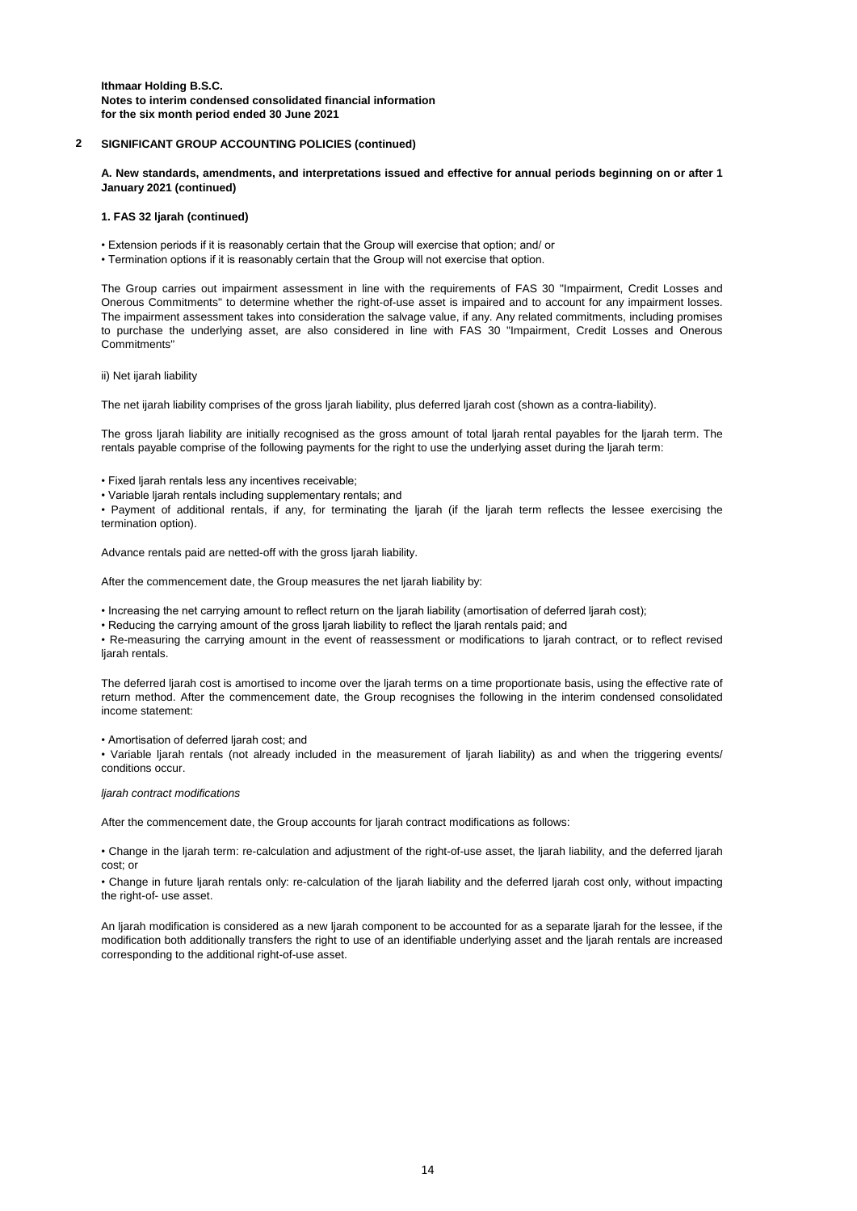## 2 SIGNIFICANT GROUP ACCOUNTING POLICIES (continued)

**A. New standards, amendments, and interpretations issued and effective for annual periods beginning on or after 1 January 2021 (continued)**

**1. FAS 32 Ijarah (continued)**

- Extension periods if it is reasonably certain that the Group will exercise that option; and/ or
- Termination options if it is reasonably certain that the Group will not exercise that option.

The Group carries out impairment assessment in line with the requirements of FAS 30 "Impairment, Credit Losses and Onerous Commitments" to determine whether the right-of-use asset is impaired and to account for any impairment losses. The impairment assessment takes into consideration the salvage value, if any. Any related commitments, including promises to purchase the underlying asset, are also considered in line with FAS 30 "Impairment, Credit Losses and Onerous Commitments"

ii) Net ijarah liability

The net ijarah liability comprises of the gross Ijarah liability, plus deferred Ijarah cost (shown as a contra-liability).

The gross Ijarah liability are initially recognised as the gross amount of total Ijarah rental payables for the Ijarah term. The rentals payable comprise of the following payments for the right to use the underlying asset during the Ijarah term:

- Fixed Ijarah rentals less any incentives receivable;
- Variable Ijarah rentals including supplementary rentals; and
- Payment of additional rentals, if any, for terminating the Ijarah (if the Ijarah term reflects the lessee exercising the termination option).

Advance rentals paid are netted-off with the gross Ijarah liability.

After the commencement date, the Group measures the net Ijarah liability by:

- Increasing the net carrying amount to reflect return on the Ijarah liability (amortisation of deferred Ijarah cost);
- Reducing the carrying amount of the gross Ijarah liability to reflect the Ijarah rentals paid; and
- Re-measuring the carrying amount in the event of reassessment or modifications to Ijarah contract, or to reflect revised Ijarah rentals.

The deferred Ijarah cost is amortised to income over the Ijarah terms on a time proportionate basis, using the effective rate of return method. After the commencement date, the Group recognises the following in the interim condensed consolidated income statement:

- Amortisation of deferred Ijarah cost; and
- Variable Ijarah rentals (not already included in the measurement of Ijarah liability) as and when the triggering events/ conditions occur.

*Ijarah contract modifications*

After the commencement date, the Group accounts for Ijarah contract modifications as follows:

- Change in the Ijarah term: re-calculation and adjustment of the right-of-use asset, the Ijarah liability, and the deferred Ijarah cost; or
- Change in future Ijarah rentals only: re-calculation of the Ijarah liability and the deferred Ijarah cost only, without impacting the right-of- use asset.

An Ijarah modification is considered as a new Ijarah component to be accounted for as a separate Ijarah for the lessee, if the modification both additionally transfers the right to use of an identifiable underlying asset and the Ijarah rentals are increased corresponding to the additional right-of-use asset.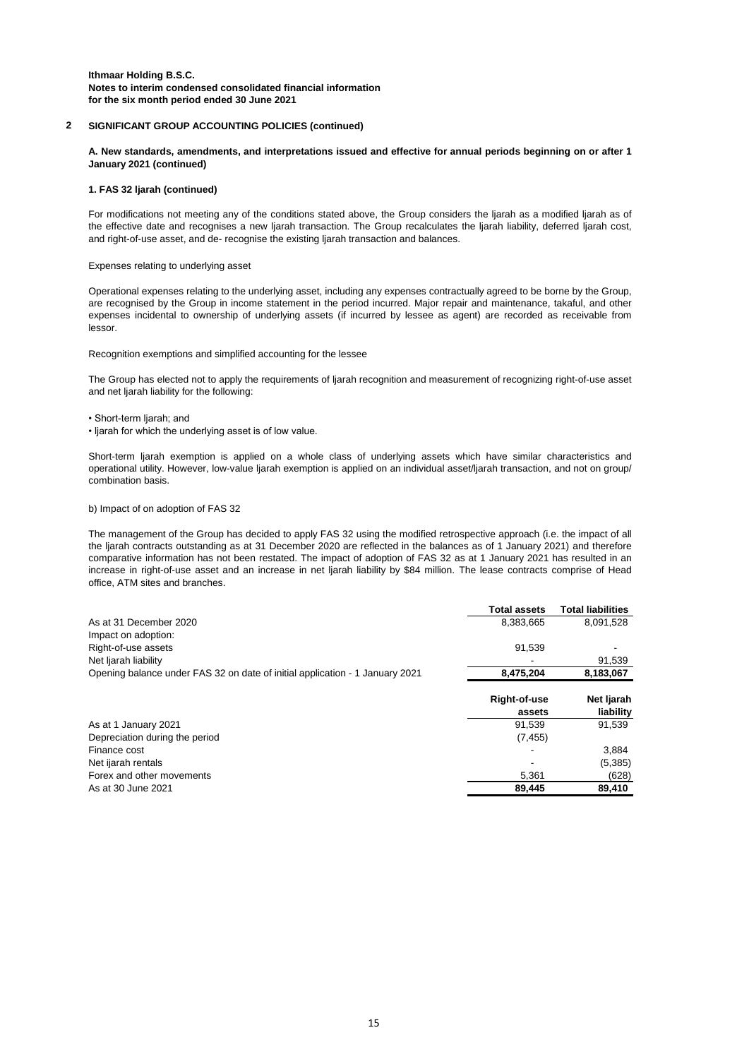**Ithmaar Holding B.S.C.**
**Notes to interim condensed consolidated financial information**
**for the six month period ended 30 June 2021**

## 2 SIGNIFICANT GROUP ACCOUNTING POLICIES (continued)

### A. New standards, amendments, and interpretations issued and effective for annual periods beginning on or after 1 January 2021 (continued)

#### 1. FAS 32 Ijarah (continued)

For modifications not meeting any of the conditions stated above, the Group considers the Ijarah as a modified Ijarah as of the effective date and recognises a new Ijarah transaction. The Group recalculates the Ijarah liability, deferred Ijarah cost, and right-of-use asset, and de- recognise the existing Ijarah transaction and balances.

Expenses relating to underlying asset

Operational expenses relating to the underlying asset, including any expenses contractually agreed to be borne by the Group, are recognised by the Group in income statement in the period incurred. Major repair and maintenance, takaful, and other expenses incidental to ownership of underlying assets (if incurred by lessee as agent) are recorded as receivable from lessor.

Recognition exemptions and simplified accounting for the lessee

The Group has elected not to apply the requirements of Ijarah recognition and measurement of recognizing right-of-use asset and net Ijarah liability for the following:

- Short-term Ijarah; and
- Ijarah for which the underlying asset is of low value.

Short-term Ijarah exemption is applied on a whole class of underlying assets which have similar characteristics and operational utility. However, low-value Ijarah exemption is applied on an individual asset/Ijarah transaction, and not on group/ combination basis.

b) Impact of on adoption of FAS 32

The management of the Group has decided to apply FAS 32 using the modified retrospective approach (i.e. the impact of all the Ijarah contracts outstanding as at 31 December 2020 are reflected in the balances as of 1 January 2021) and therefore comparative information has not been restated. The impact of adoption of FAS 32 as at 1 January 2021 has resulted in an increase in right-of-use asset and an increase in net Ijarah liability by $84 million. The lease contracts comprise of Head office, ATM sites and branches.

| | Total assets | Total liabilities |
|---|---|---|
| As at 31 December 2020 | 8,383,665 | 8,091,528 |
| Impact on adoption: | | |
| Right-of-use assets | 91,539 | - |
| Net Ijarah liability | - | 91,539 |
| Opening balance under FAS 32 on date of initial application - 1 January 2021 | **8,475,204** | **8,183,067** |

| | Right-of-use assets | Net Ijarah liability |
|---|---|---|
| As at 1 January 2021 | 91,539 | 91,539 |
| Depreciation during the period | (7,455) | |
| Finance cost | - | 3,884 |
| Net ijarah rentals | - | (5,385) |
| Forex and other movements | 5,361 | (628) |
| As at 30 June 2021 | **89,445** | **89,410** |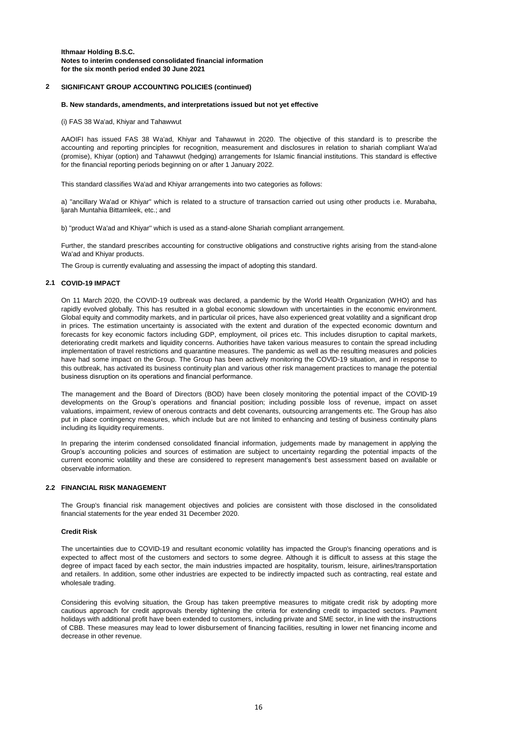## 2 SIGNIFICANT GROUP ACCOUNTING POLICIES (continued)

### B. New standards, amendments, and interpretations issued but not yet effective

(i) FAS 38 Wa'ad, Khiyar and Tahawwut

AAOIFI has issued FAS 38 Wa'ad, Khiyar and Tahawwut in 2020. The objective of this standard is to prescribe the accounting and reporting principles for recognition, measurement and disclosures in relation to shariah compliant Wa'ad (promise), Khiyar (option) and Tahawwut (hedging) arrangements for Islamic financial institutions. This standard is effective for the financial reporting periods beginning on or after 1 January 2022.

This standard classifies Wa'ad and Khiyar arrangements into two categories as follows:

a) "ancillary Wa'ad or Khiyar" which is related to a structure of transaction carried out using other products i.e. Murabaha, Ijarah Muntahia Bittamleek, etc.; and

b) "product Wa'ad and Khiyar" which is used as a stand-alone Shariah compliant arrangement.

Further, the standard prescribes accounting for constructive obligations and constructive rights arising from the stand-alone Wa'ad and Khiyar products.

The Group is currently evaluating and assessing the impact of adopting this standard.

## 2.1 COVID-19 IMPACT

On 11 March 2020, the COVID-19 outbreak was declared, a pandemic by the World Health Organization (WHO) and has rapidly evolved globally. This has resulted in a global economic slowdown with uncertainties in the economic environment. Global equity and commodity markets, and in particular oil prices, have also experienced great volatility and a significant drop in prices. The estimation uncertainty is associated with the extent and duration of the expected economic downturn and forecasts for key economic factors including GDP, employment, oil prices etc. This includes disruption to capital markets, deteriorating credit markets and liquidity concerns. Authorities have taken various measures to contain the spread including implementation of travel restrictions and quarantine measures. The pandemic as well as the resulting measures and policies have had some impact on the Group. The Group has been actively monitoring the COVlD-19 situation, and in response to this outbreak, has activated its business continuity plan and various other risk management practices to manage the potential business disruption on its operations and financial performance.

The management and the Board of Directors (BOD) have been closely monitoring the potential impact of the COVlD-19 developments on the Group's operations and financial position; including possible loss of revenue, impact on asset valuations, impairment, review of onerous contracts and debt covenants, outsourcing arrangements etc. The Group has also put in place contingency measures, which include but are not limited to enhancing and testing of business continuity plans including its liquidity requirements.

In preparing the interim condensed consolidated financial information, judgements made by management in applying the Group's accounting policies and sources of estimation are subject to uncertainty regarding the potential impacts of the current economic volatility and these are considered to represent management's best assessment based on available or observable information.

## 2.2 FINANCIAL RISK MANAGEMENT

The Group's financial risk management objectives and policies are consistent with those disclosed in the consolidated financial statements for the year ended 31 December 2020.

### Credit Risk

The uncertainties due to COVID-19 and resultant economic volatility has impacted the Group's financing operations and is expected to affect most of the customers and sectors to some degree. Although it is difficult to assess at this stage the degree of impact faced by each sector, the main industries impacted are hospitality, tourism, leisure, airlines/transportation and retailers. In addition, some other industries are expected to be indirectly impacted such as contracting, real estate and wholesale trading.

Considering this evolving situation, the Group has taken preemptive measures to mitigate credit risk by adopting more cautious approach for credit approvals thereby tightening the criteria for extending credit to impacted sectors. Payment holidays with additional profit have been extended to customers, including private and SME sector, in line with the instructions of CBB. These measures may lead to lower disbursement of financing facilities, resulting in lower net financing income and decrease in other revenue.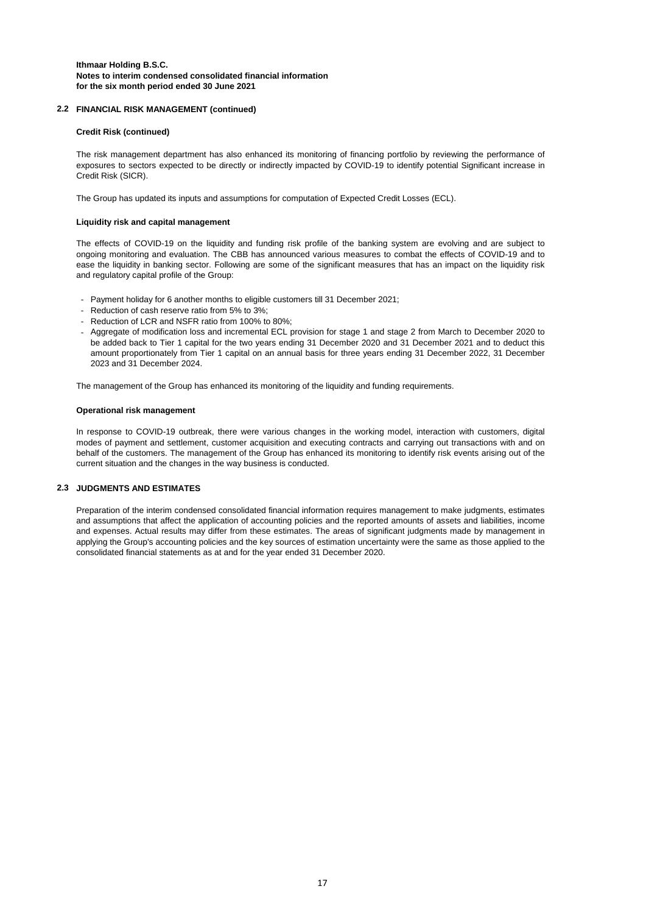## 2.2 FINANCIAL RISK MANAGEMENT (continued)

**Credit Risk (continued)**

The risk management department has also enhanced its monitoring of financing portfolio by reviewing the performance of exposures to sectors expected to be directly or indirectly impacted by COVID-19 to identify potential Significant increase in Credit Risk (SICR).

The Group has updated its inputs and assumptions for computation of Expected Credit Losses (ECL).

**Liquidity risk and capital management**

The effects of COVID-19 on the liquidity and funding risk profile of the banking system are evolving and are subject to ongoing monitoring and evaluation. The CBB has announced various measures to combat the effects of COVID-19 and to ease the liquidity in banking sector. Following are some of the significant measures that has an impact on the liquidity risk and regulatory capital profile of the Group:

- Payment holiday for 6 another months to eligible customers till 31 December 2021;
- Reduction of cash reserve ratio from 5% to 3%;
- Reduction of LCR and NSFR ratio from 100% to 80%;
- Aggregate of modification loss and incremental ECL provision for stage 1 and stage 2 from March to December 2020 to be added back to Tier 1 capital for the two years ending 31 December 2020 and 31 December 2021 and to deduct this amount proportionately from Tier 1 capital on an annual basis for three years ending 31 December 2022, 31 December 2023 and 31 December 2024.

The management of the Group has enhanced its monitoring of the liquidity and funding requirements.

**Operational risk management**

In response to COVID-19 outbreak, there were various changes in the working model, interaction with customers, digital modes of payment and settlement, customer acquisition and executing contracts and carrying out transactions with and on behalf of the customers. The management of the Group has enhanced its monitoring to identify risk events arising out of the current situation and the changes in the way business is conducted.

## 2.3 JUDGMENTS AND ESTIMATES

Preparation of the interim condensed consolidated financial information requires management to make judgments, estimates and assumptions that affect the application of accounting policies and the reported amounts of assets and liabilities, income and expenses. Actual results may differ from these estimates. The areas of significant judgments made by management in applying the Group's accounting policies and the key sources of estimation uncertainty were the same as those applied to the consolidated financial statements as at and for the year ended 31 December 2020.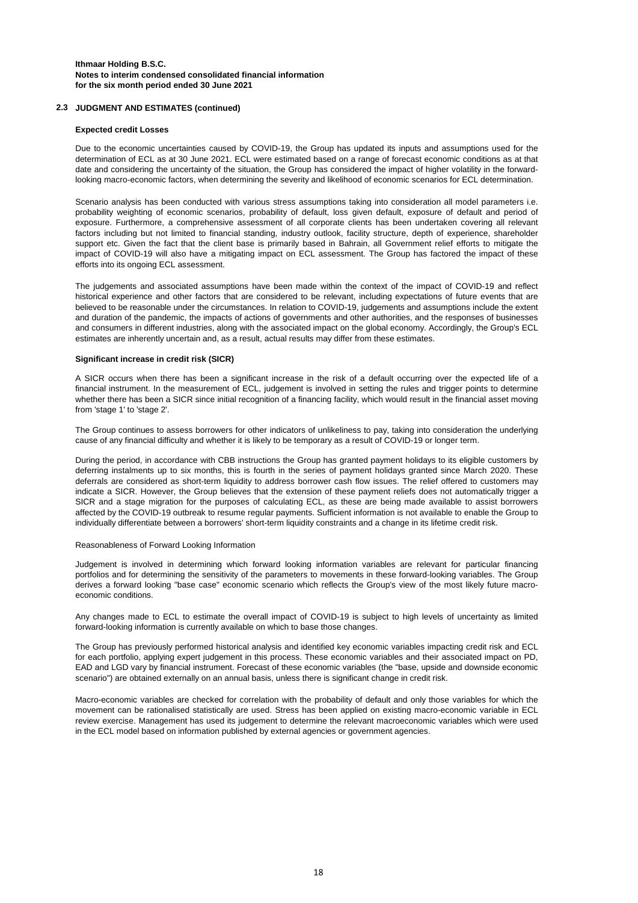**Ithmaar Holding B.S.C.**
**Notes to interim condensed consolidated financial information**
**for the six month period ended 30 June 2021**

## 2.3 JUDGMENT AND ESTIMATES (continued)

### Expected credit Losses

Due to the economic uncertainties caused by COVID-19, the Group has updated its inputs and assumptions used for the determination of ECL as at 30 June 2021. ECL were estimated based on a range of forecast economic conditions as at that date and considering the uncertainty of the situation, the Group has considered the impact of higher volatility in the forward-looking macro-economic factors, when determining the severity and likelihood of economic scenarios for ECL determination.

Scenario analysis has been conducted with various stress assumptions taking into consideration all model parameters i.e. probability weighting of economic scenarios, probability of default, loss given default, exposure of default and period of exposure. Furthermore, a comprehensive assessment of all corporate clients has been undertaken covering all relevant factors including but not limited to financial standing, industry outlook, facility structure, depth of experience, shareholder support etc. Given the fact that the client base is primarily based in Bahrain, all Government relief efforts to mitigate the impact of COVID-19 will also have a mitigating impact on ECL assessment. The Group has factored the impact of these efforts into its ongoing ECL assessment.

The judgements and associated assumptions have been made within the context of the impact of COVID-19 and reflect historical experience and other factors that are considered to be relevant, including expectations of future events that are believed to be reasonable under the circumstances. In relation to COVID-19, judgements and assumptions include the extent and duration of the pandemic, the impacts of actions of governments and other authorities, and the responses of businesses and consumers in different industries, along with the associated impact on the global economy. Accordingly, the Group's ECL estimates are inherently uncertain and, as a result, actual results may differ from these estimates.

### Significant increase in credit risk (SICR)

A SICR occurs when there has been a significant increase in the risk of a default occurring over the expected life of a financial instrument. In the measurement of ECL, judgement is involved in setting the rules and trigger points to determine whether there has been a SICR since initial recognition of a financing facility, which would result in the financial asset moving from 'stage 1' to 'stage 2'.

The Group continues to assess borrowers for other indicators of unlikeliness to pay, taking into consideration the underlying cause of any financial difficulty and whether it is likely to be temporary as a result of COVID-19 or longer term.

During the period, in accordance with CBB instructions the Group has granted payment holidays to its eligible customers by deferring instalments up to six months, this is fourth in the series of payment holidays granted since March 2020. These deferrals are considered as short-term liquidity to address borrower cash flow issues. The relief offered to customers may indicate a SICR. However, the Group believes that the extension of these payment reliefs does not automatically trigger a SICR and a stage migration for the purposes of calculating ECL, as these are being made available to assist borrowers affected by the COVID-19 outbreak to resume regular payments. Sufficient information is not available to enable the Group to individually differentiate between a borrowers' short-term liquidity constraints and a change in its lifetime credit risk.

Reasonableness of Forward Looking Information

Judgement is involved in determining which forward looking information variables are relevant for particular financing portfolios and for determining the sensitivity of the parameters to movements in these forward-looking variables. The Group derives a forward looking "base case" economic scenario which reflects the Group's view of the most likely future macro-economic conditions.

Any changes made to ECL to estimate the overall impact of COVID-19 is subject to high levels of uncertainty as limited forward-looking information is currently available on which to base those changes.

The Group has previously performed historical analysis and identified key economic variables impacting credit risk and ECL for each portfolio, applying expert judgement in this process. These economic variables and their associated impact on PD, EAD and LGD vary by financial instrument. Forecast of these economic variables (the "base, upside and downside economic scenario") are obtained externally on an annual basis, unless there is significant change in credit risk.

Macro-economic variables are checked for correlation with the probability of default and only those variables for which the movement can be rationalised statistically are used. Stress has been applied on existing macro-economic variable in ECL review exercise. Management has used its judgement to determine the relevant macroeconomic variables which were used in the ECL model based on information published by external agencies or government agencies.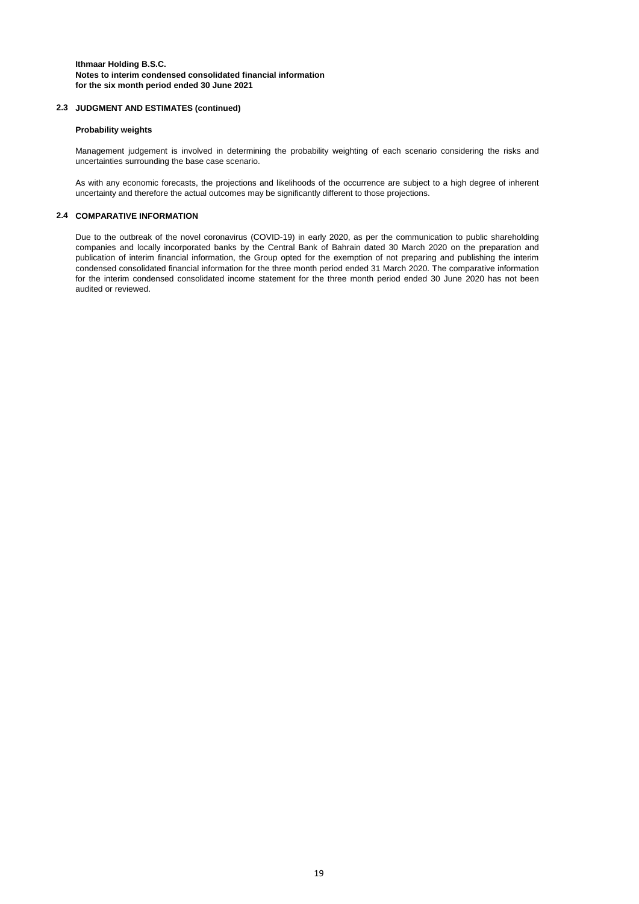**Ithmaar Holding B.S.C.**
**Notes to interim condensed consolidated financial information**
**for the six month period ended 30 June 2021**

## 2.3 JUDGMENT AND ESTIMATES (continued)

**Probability weights**

Management judgement is involved in determining the probability weighting of each scenario considering the risks and uncertainties surrounding the base case scenario.

As with any economic forecasts, the projections and likelihoods of the occurrence are subject to a high degree of inherent uncertainty and therefore the actual outcomes may be significantly different to those projections.

## 2.4 COMPARATIVE INFORMATION

Due to the outbreak of the novel coronavirus (COVID-19) in early 2020, as per the communication to public shareholding companies and locally incorporated banks by the Central Bank of Bahrain dated 30 March 2020 on the preparation and publication of interim financial information, the Group opted for the exemption of not preparing and publishing the interim condensed consolidated financial information for the three month period ended 31 March 2020. The comparative information for the interim condensed consolidated income statement for the three month period ended 30 June 2020 has not been audited or reviewed.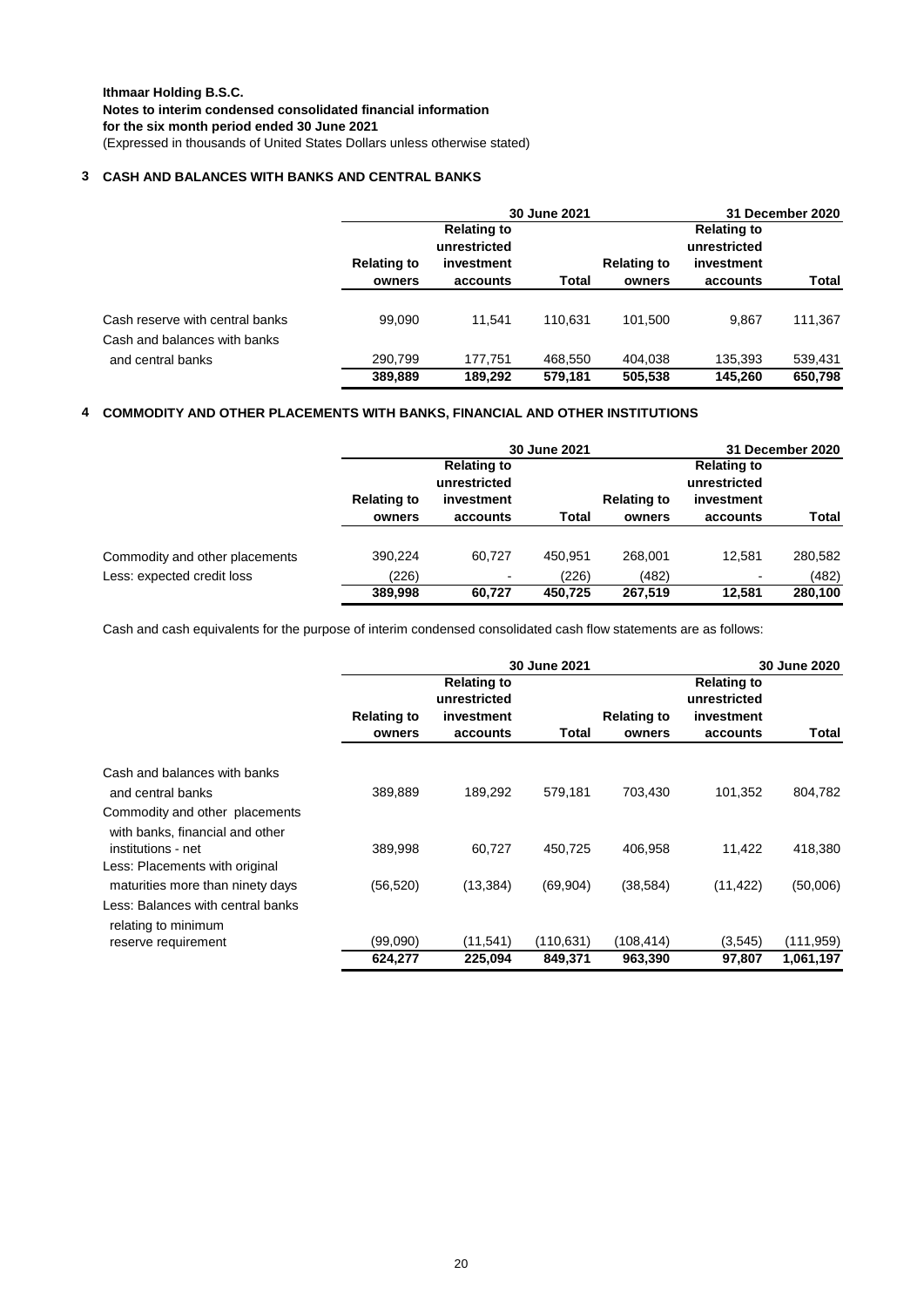**Ithmaar Holding B.S.C.**
**Notes to interim condensed consolidated financial information**
**for the six month period ended 30 June 2021**
(Expressed in thousands of United States Dollars unless otherwise stated)

## 3 CASH AND BALANCES WITH BANKS AND CENTRAL BANKS

| | 30 June 2021 | | | 31 December 2020 | | |
|---|---|---|---|---|---|---|
| | Relating to owners | Relating to unrestricted investment accounts | Total | Relating to owners | Relating to unrestricted investment accounts | Total |
| Cash reserve with central banks | 99,090 | 11,541 | 110,631 | 101,500 | 9,867 | 111,367 |
| Cash and balances with banks and central banks | 290,799 | 177,751 | 468,550 | 404,038 | 135,393 | 539,431 |
| | **389,889** | **189,292** | **579,181** | **505,538** | **145,260** | **650,798** |

## 4 COMMODITY AND OTHER PLACEMENTS WITH BANKS, FINANCIAL AND OTHER INSTITUTIONS

| | 30 June 2021 | | | 31 December 2020 | | |
|---|---|---|---|---|---|---|
| | Relating to owners | Relating to unrestricted investment accounts | Total | Relating to owners | Relating to unrestricted investment accounts | Total |
| Commodity and other placements | 390,224 | 60,727 | 450,951 | 268,001 | 12,581 | 280,582 |
| Less: expected credit loss | (226) | - | (226) | (482) | - | (482) |
| | **389,998** | **60,727** | **450,725** | **267,519** | **12,581** | **280,100** |

Cash and cash equivalents for the purpose of interim condensed consolidated cash flow statements are as follows:

| | 30 June 2021 | | | 30 June 2020 | | |
|---|---|---|---|---|---|---|
| | Relating to owners | Relating to unrestricted investment accounts | Total | Relating to owners | Relating to unrestricted investment accounts | Total |
| Cash and balances with banks and central banks | 389,889 | 189,292 | 579,181 | 703,430 | 101,352 | 804,782 |
| Commodity and other placements with banks, financial and other institutions - net | 389,998 | 60,727 | 450,725 | 406,958 | 11,422 | 418,380 |
| Less: Placements with original maturities more than ninety days | (56,520) | (13,384) | (69,904) | (38,584) | (11,422) | (50,006) |
| Less: Balances with central banks relating to minimum reserve requirement | (99,090) | (11,541) | (110,631) | (108,414) | (3,545) | (111,959) |
| | **624,277** | **225,094** | **849,371** | **963,390** | **97,807** | **1,061,197** |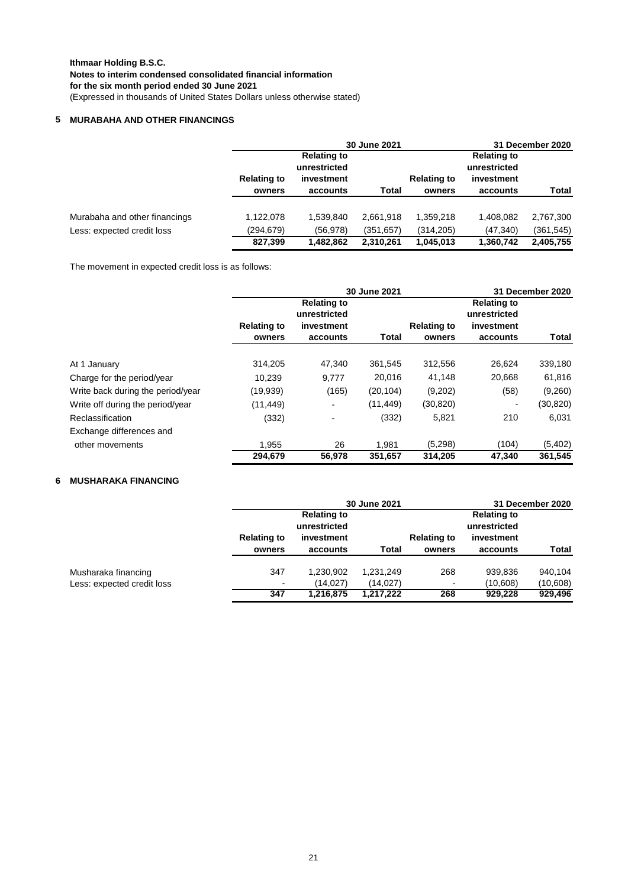**Ithmaar Holding B.S.C.**
**Notes to interim condensed consolidated financial information**
**for the six month period ended 30 June 2021**
(Expressed in thousands of United States Dollars unless otherwise stated)

## 5 MURABAHA AND OTHER FINANCINGS

| | 30 June 2021 | | | 31 December 2020 | | |
|---|---|---|---|---|---|---|
| | Relating to owners | Relating to unrestricted investment accounts | Total | Relating to owners | Relating to unrestricted investment accounts | Total |
| Murabaha and other financings | 1,122,078 | 1,539,840 | 2,661,918 | 1,359,218 | 1,408,082 | 2,767,300 |
| Less: expected credit loss | (294,679) | (56,978) | (351,657) | (314,205) | (47,340) | (361,545) |
| | **827,399** | **1,482,862** | **2,310,261** | **1,045,013** | **1,360,742** | **2,405,755** |

The movement in expected credit loss is as follows:

| | 30 June 2021 | | | 31 December 2020 | | |
|---|---|---|---|---|---|---|
| | Relating to owners | Relating to unrestricted investment accounts | Total | Relating to owners | Relating to unrestricted investment accounts | Total |
| At 1 January | 314,205 | 47,340 | 361,545 | 312,556 | 26,624 | 339,180 |
| Charge for the period/year | 10,239 | 9,777 | 20,016 | 41,148 | 20,668 | 61,816 |
| Write back during the period/year | (19,939) | (165) | (20,104) | (9,202) | (58) | (9,260) |
| Write off during the period/year | (11,449) | - | (11,449) | (30,820) | - | (30,820) |
| Reclassification | (332) | - | (332) | 5,821 | 210 | 6,031 |
| Exchange differences and other movements | 1,955 | 26 | 1,981 | (5,298) | (104) | (5,402) |
| | **294,679** | **56,978** | **351,657** | **314,205** | **47,340** | **361,545** |

## 6 MUSHARAKA FINANCING

| | 30 June 2021 | | | 31 December 2020 | | |
|---|---|---|---|---|---|---|
| | Relating to owners | Relating to unrestricted investment accounts | Total | Relating to owners | Relating to unrestricted investment accounts | Total |
| Musharaka financing | 347 | 1,230,902 | 1,231,249 | 268 | 939,836 | 940,104 |
| Less: expected credit loss | - | (14,027) | (14,027) | - | (10,608) | (10,608) |
| | **347** | **1,216,875** | **1,217,222** | **268** | **929,228** | **929,496** |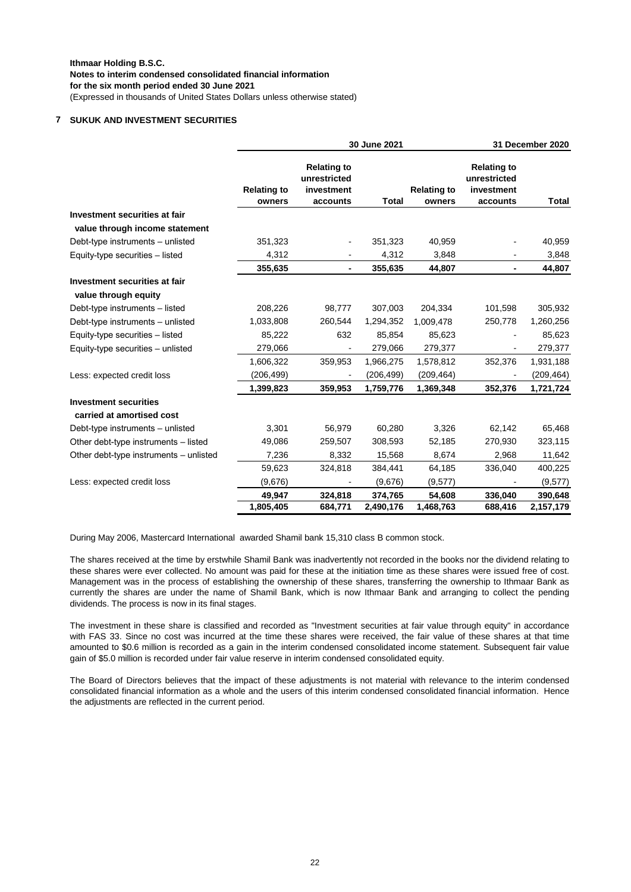Ithmaar Holding B.S.C.
Notes to interim condensed consolidated financial information
for the six month period ended 30 June 2021
(Expressed in thousands of United States Dollars unless otherwise stated)

## 7 SUKUK AND INVESTMENT SECURITIES

| | 30 June 2021 | | | 31 December 2020 | | |
|---|---|---|---|---|---|---|
| | Relating to owners | Relating to unrestricted investment accounts | Total | Relating to owners | Relating to unrestricted investment accounts | Total |
| **Investment securities at fair value through income statement** | | | | | | |
| Debt-type instruments – unlisted | 351,323 | - | 351,323 | 40,959 | - | 40,959 |
| Equity-type securities – listed | 4,312 | - | 4,312 | 3,848 | - | 3,848 |
| | **355,635** | **-** | **355,635** | **44,807** | **-** | **44,807** |
| **Investment securities at fair value through equity** | | | | | | |
| Debt-type instruments – listed | 208,226 | 98,777 | 307,003 | 204,334 | 101,598 | 305,932 |
| Debt-type instruments – unlisted | 1,033,808 | 260,544 | 1,294,352 | 1,009,478 | 250,778 | 1,260,256 |
| Equity-type securities – listed | 85,222 | 632 | 85,854 | 85,623 | - | 85,623 |
| Equity-type securities – unlisted | 279,066 | - | 279,066 | 279,377 | - | 279,377 |
| | 1,606,322 | 359,953 | 1,966,275 | 1,578,812 | 352,376 | 1,931,188 |
| Less: expected credit loss | (206,499) | - | (206,499) | (209,464) | - | (209,464) |
| | **1,399,823** | **359,953** | **1,759,776** | **1,369,348** | **352,376** | **1,721,724** |
| **Investment securities carried at amortised cost** | | | | | | |
| Debt-type instruments – unlisted | 3,301 | 56,979 | 60,280 | 3,326 | 62,142 | 65,468 |
| Other debt-type instruments – listed | 49,086 | 259,507 | 308,593 | 52,185 | 270,930 | 323,115 |
| Other debt-type instruments – unlisted | 7,236 | 8,332 | 15,568 | 8,674 | 2,968 | 11,642 |
| | 59,623 | 324,818 | 384,441 | 64,185 | 336,040 | 400,225 |
| Less: expected credit loss | (9,676) | - | (9,676) | (9,577) | - | (9,577) |
| | **49,947** | **324,818** | **374,765** | **54,608** | **336,040** | **390,648** |
| | **1,805,405** | **684,771** | **2,490,176** | **1,468,763** | **688,416** | **2,157,179** |

During May 2006, Mastercard International awarded Shamil bank 15,310 class B common stock.

The shares received at the time by erstwhile Shamil Bank was inadvertently not recorded in the books nor the dividend relating to these shares were ever collected. No amount was paid for these at the initiation time as these shares were issued free of cost. Management was in the process of establishing the ownership of these shares, transferring the ownership to Ithmaar Bank as currently the shares are under the name of Shamil Bank, which is now Ithmaar Bank and arranging to collect the pending dividends. The process is now in its final stages.

The investment in these share is classified and recorded as "Investment securities at fair value through equity" in accordance with FAS 33. Since no cost was incurred at the time these shares were received, the fair value of these shares at that time amounted to $0.6 million is recorded as a gain in the interim condensed consolidated income statement. Subsequent fair value gain of $5.0 million is recorded under fair value reserve in interim condensed consolidated equity.

The Board of Directors believes that the impact of these adjustments is not material with relevance to the interim condensed consolidated financial information as a whole and the users of this interim condensed consolidated financial information. Hence the adjustments are reflected in the current period.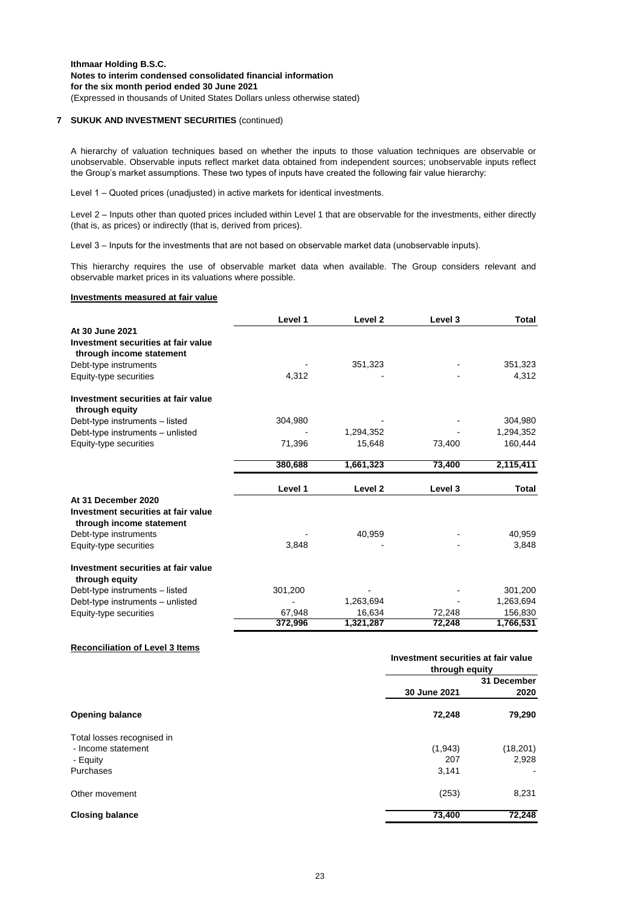## 7 SUKUK AND INVESTMENT SECURITIES (continued)

A hierarchy of valuation techniques based on whether the inputs to those valuation techniques are observable or unobservable. Observable inputs reflect market data obtained from independent sources; unobservable inputs reflect the Group's market assumptions. These two types of inputs have created the following fair value hierarchy:

Level 1 – Quoted prices (unadjusted) in active markets for identical investments.

Level 2 – Inputs other than quoted prices included within Level 1 that are observable for the investments, either directly (that is, as prices) or indirectly (that is, derived from prices).

Level 3 – Inputs for the investments that are not based on observable market data (unobservable inputs).

This hierarchy requires the use of observable market data when available. The Group considers relevant and observable market prices in its valuations where possible.

**Investments measured at fair value**

| | Level 1 | Level 2 | Level 3 | Total |
|---|---|---|---|---|
| **At 30 June 2021** | | | | |
| **Investment securities at fair value through income statement** | | | | |
| Debt-type instruments | - | 351,323 | - | 351,323 |
| Equity-type securities | 4,312 | - | - | 4,312 |
| **Investment securities at fair value through equity** | | | | |
| Debt-type instruments – listed | 304,980 | - | - | 304,980 |
| Debt-type instruments – unlisted | - | 1,294,352 | - | 1,294,352 |
| Equity-type securities | 71,396 | 15,648 | 73,400 | 160,444 |
| | **380,688** | **1,661,323** | **73,400** | **2,115,411** |

| | Level 1 | Level 2 | Level 3 | Total |
|---|---|---|---|---|
| **At 31 December 2020** | | | | |
| **Investment securities at fair value through income statement** | | | | |
| Debt-type instruments | - | 40,959 | - | 40,959 |
| Equity-type securities | 3,848 | - | - | 3,848 |
| **Investment securities at fair value through equity** | | | | |
| Debt-type instruments – listed | 301,200 | - | - | 301,200 |
| Debt-type instruments – unlisted | - | 1,263,694 | - | 1,263,694 |
| Equity-type securities | 67,948 | 16,634 | 72,248 | 156,830 |
| | **372,996** | **1,321,287** | **72,248** | **1,766,531** |

**Reconciliation of Level 3 Items**

| | Investment securities at fair value through equity | |
|---|---|---|
| | 30 June 2021 | 31 December 2020 |
| **Opening balance** | **72,248** | **79,290** |
| Total losses recognised in | | |
| - Income statement | (1,943) | (18,201) |
| - Equity | 207 | 2,928 |
| Purchases | 3,141 | - |
| Other movement | (253) | 8,231 |
| **Closing balance** | **73,400** | **72,248** |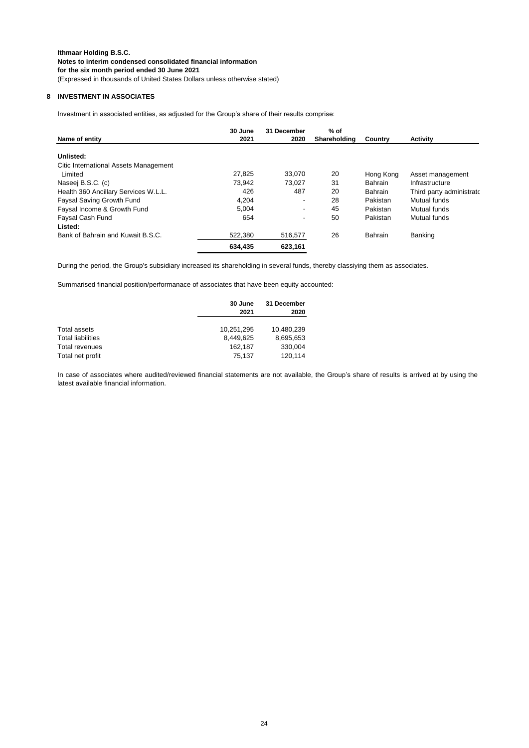**Ithmaar Holding B.S.C.**
**Notes to interim condensed consolidated financial information**
**for the six month period ended 30 June 2021**
(Expressed in thousands of United States Dollars unless otherwise stated)

## 8 INVESTMENT IN ASSOCIATES

Investment in associated entities, as adjusted for the Group's share of their results comprise:

| Name of entity | 30 June 2021 | 31 December 2020 | % of Shareholding | Country | Activity |
|---|---|---|---|---|---|
| **Unlisted:** | | | | | |
| Citic International Assets Management Limited | 27,825 | 33,070 | 20 | Hong Kong | Asset management |
| Naseej B.S.C. (c) | 73,942 | 73,027 | 31 | Bahrain | Infrastructure |
| Health 360 Ancillary Services W.L.L. | 426 | 487 | 20 | Bahrain | Third party administrato |
| Faysal Saving Growth Fund | 4,204 | - | 28 | Pakistan | Mutual funds |
| Faysal Income & Growth Fund | 5,004 | - | 45 | Pakistan | Mutual funds |
| Faysal Cash Fund | 654 | - | 50 | Pakistan | Mutual funds |
| **Listed:** | | | | | |
| Bank of Bahrain and Kuwait B.S.C. | 522,380 | 516,577 | 26 | Bahrain | Banking |
| | **634,435** | **623,161** | | | |

During the period, the Group's subsidiary increased its shareholding in several funds, thereby classiying them as associates.

Summarised financial position/performanace of associates that have been equity accounted:

| | 30 June 2021 | 31 December 2020 |
|---|---|---|
| Total assets | 10,251,295 | 10,480,239 |
| Total liabilities | 8,449,625 | 8,695,653 |
| Total revenues | 162,187 | 330,004 |
| Total net profit | 75,137 | 120,114 |

In case of associates where audited/reviewed financial statements are not available, the Group's share of results is arrived at by using the latest available financial information.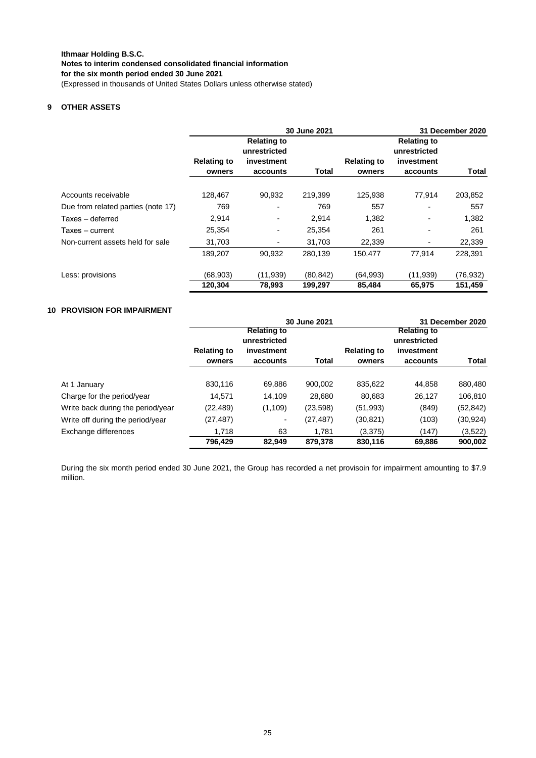Ithmaar Holding B.S.C.
Notes to interim condensed consolidated financial information
for the six month period ended 30 June 2021
(Expressed in thousands of United States Dollars unless otherwise stated)

## 9 OTHER ASSETS

| | 30 June 2021 | | | 31 December 2020 | | |
|---|---|---|---|---|---|---|
| | Relating to owners | Relating to unrestricted investment accounts | Total | Relating to owners | Relating to unrestricted investment accounts | Total |
| Accounts receivable | 128,467 | 90,932 | 219,399 | 125,938 | 77,914 | 203,852 |
| Due from related parties (note 17) | 769 | - | 769 | 557 | - | 557 |
| Taxes – deferred | 2,914 | - | 2,914 | 1,382 | - | 1,382 |
| Taxes – current | 25,354 | - | 25,354 | 261 | - | 261 |
| Non-current assets held for sale | 31,703 | - | 31,703 | 22,339 | - | 22,339 |
| | 189,207 | 90,932 | 280,139 | 150,477 | 77,914 | 228,391 |
| Less: provisions | (68,903) | (11,939) | (80,842) | (64,993) | (11,939) | (76,932) |
| | **120,304** | **78,993** | **199,297** | **85,484** | **65,975** | **151,459** |

## 10 PROVISION FOR IMPAIRMENT

| | 30 June 2021 | | | 31 December 2020 | | |
|---|---|---|---|---|---|---|
| | Relating to owners | Relating to unrestricted investment accounts | Total | Relating to owners | Relating to unrestricted investment accounts | Total |
| At 1 January | 830,116 | 69,886 | 900,002 | 835,622 | 44,858 | 880,480 |
| Charge for the period/year | 14,571 | 14,109 | 28,680 | 80,683 | 26,127 | 106,810 |
| Write back during the period/year | (22,489) | (1,109) | (23,598) | (51,993) | (849) | (52,842) |
| Write off during the period/year | (27,487) | - | (27,487) | (30,821) | (103) | (30,924) |
| Exchange differences | 1,718 | 63 | 1,781 | (3,375) | (147) | (3,522) |
| | **796,429** | **82,949** | **879,378** | **830,116** | **69,886** | **900,002** |

During the six month period ended 30 June 2021, the Group has recorded a net provisoin for impairment amounting to $7.9 million.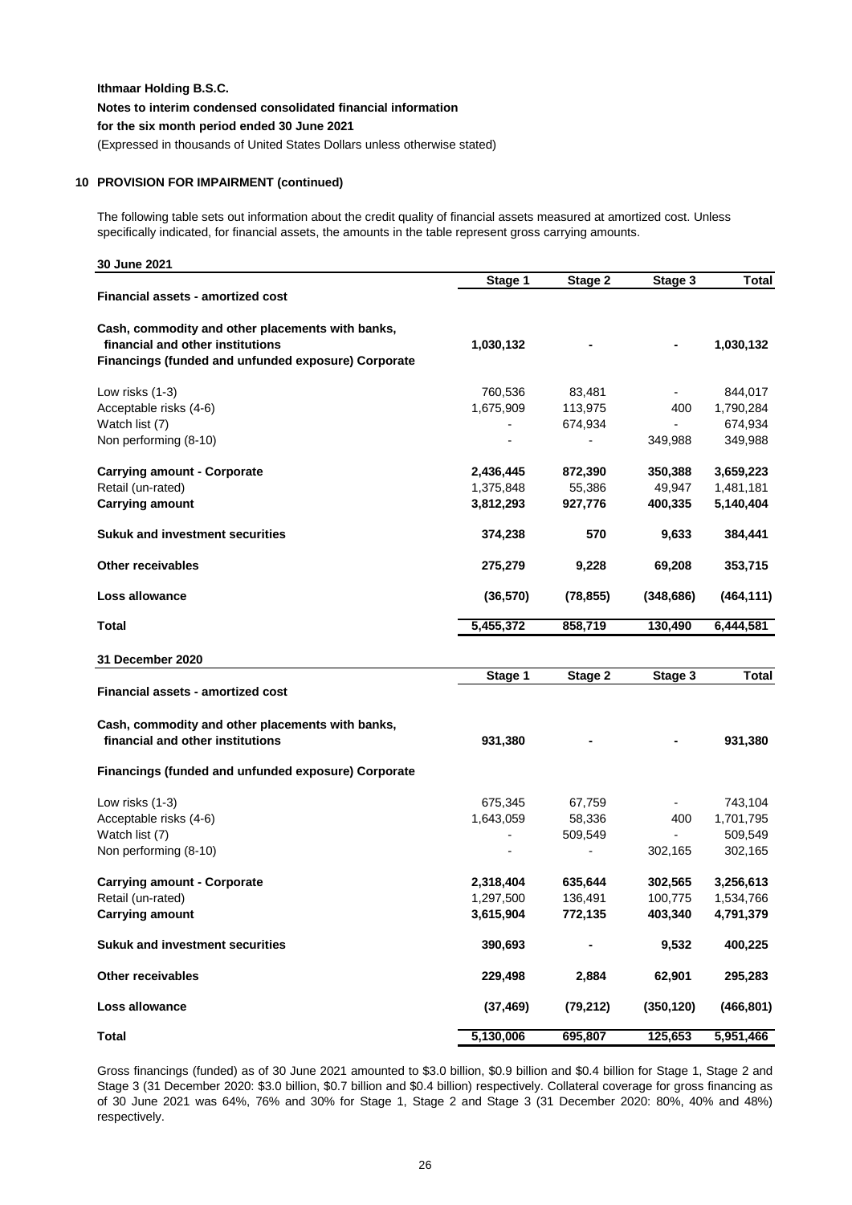**Ithmaar Holding B.S.C.**

**Notes to interim condensed consolidated financial information**

**for the six month period ended 30 June 2021**

(Expressed in thousands of United States Dollars unless otherwise stated)

## 10 PROVISION FOR IMPAIRMENT (continued)

The following table sets out information about the credit quality of financial assets measured at amortized cost. Unless specifically indicated, for financial assets, the amounts in the table represent gross carrying amounts.

**30 June 2021**

| | Stage 1 | Stage 2 | Stage 3 | Total |
|---|---|---|---|---|
| **Financial assets - amortized cost** | | | | |
| **Cash, commodity and other placements with banks, financial and other institutions** | **1,030,132** | **-** | **-** | **1,030,132** |
| **Financings (funded and unfunded exposure) Corporate** | | | | |
| Low risks (1-3) | 760,536 | 83,481 | - | 844,017 |
| Acceptable risks (4-6) | 1,675,909 | 113,975 | 400 | 1,790,284 |
| Watch list (7) | - | 674,934 | - | 674,934 |
| Non performing (8-10) | - | - | 349,988 | 349,988 |
| **Carrying amount - Corporate** | **2,436,445** | **872,390** | **350,388** | **3,659,223** |
| Retail (un-rated) | 1,375,848 | 55,386 | 49,947 | 1,481,181 |
| **Carrying amount** | **3,812,293** | **927,776** | **400,335** | **5,140,404** |
| **Sukuk and investment securities** | **374,238** | **570** | **9,633** | **384,441** |
| **Other receivables** | **275,279** | **9,228** | **69,208** | **353,715** |
| **Loss allowance** | **(36,570)** | **(78,855)** | **(348,686)** | **(464,111)** |
| **Total** | **5,455,372** | **858,719** | **130,490** | **6,444,581** |

**31 December 2020**

| | Stage 1 | Stage 2 | Stage 3 | Total |
|---|---|---|---|---|
| **Financial assets - amortized cost** | | | | |
| **Cash, commodity and other placements with banks, financial and other institutions** | **931,380** | **-** | **-** | **931,380** |
| **Financings (funded and unfunded exposure) Corporate** | | | | |
| Low risks (1-3) | 675,345 | 67,759 | - | 743,104 |
| Acceptable risks (4-6) | 1,643,059 | 58,336 | 400 | 1,701,795 |
| Watch list (7) | - | 509,549 | - | 509,549 |
| Non performing (8-10) | - | - | 302,165 | 302,165 |
| **Carrying amount - Corporate** | **2,318,404** | **635,644** | **302,565** | **3,256,613** |
| Retail (un-rated) | 1,297,500 | 136,491 | 100,775 | 1,534,766 |
| **Carrying amount** | **3,615,904** | **772,135** | **403,340** | **4,791,379** |
| **Sukuk and investment securities** | **390,693** | **-** | **9,532** | **400,225** |
| **Other receivables** | **229,498** | **2,884** | **62,901** | **295,283** |
| **Loss allowance** | **(37,469)** | **(79,212)** | **(350,120)** | **(466,801)** |
| **Total** | **5,130,006** | **695,807** | **125,653** | **5,951,466** |

Gross financings (funded) as of 30 June 2021 amounted to $3.0 billion, $0.9 billion and $0.4 billion for Stage 1, Stage 2 and Stage 3 (31 December 2020: $3.0 billion, $0.7 billion and $0.4 billion) respectively. Collateral coverage for gross financing as of 30 June 2021 was 64%, 76% and 30% for Stage 1, Stage 2 and Stage 3 (31 December 2020: 80%, 40% and 48%) respectively.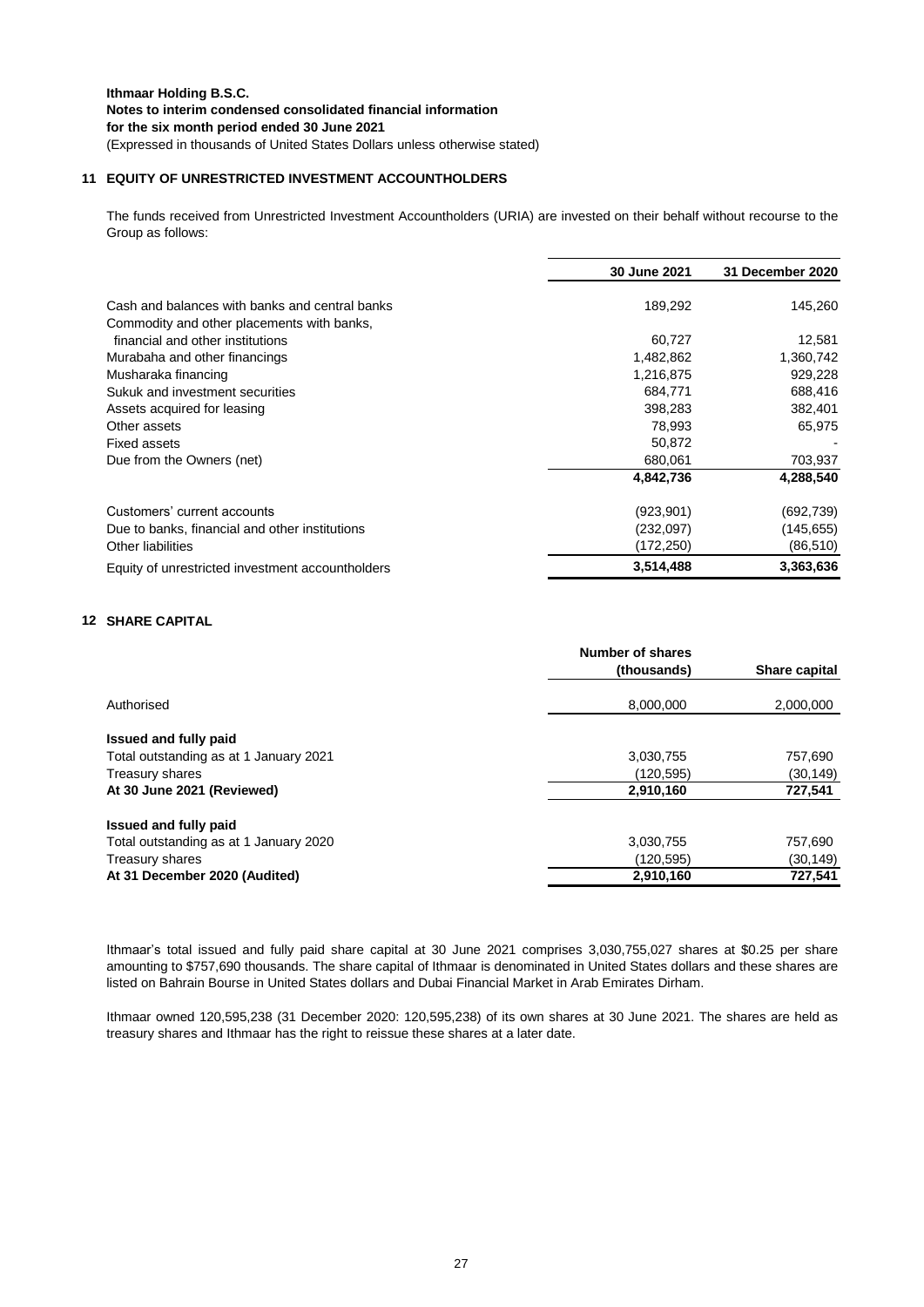**Ithmaar Holding B.S.C.**
**Notes to interim condensed consolidated financial information**
**for the six month period ended 30 June 2021**
(Expressed in thousands of United States Dollars unless otherwise stated)

## 11 EQUITY OF UNRESTRICTED INVESTMENT ACCOUNTHOLDERS

The funds received from Unrestricted Investment Accountholders (URIA) are invested on their behalf without recourse to the Group as follows:

| | 30 June 2021 | 31 December 2020 |
|---|---|---|
| Cash and balances with banks and central banks | 189,292 | 145,260 |
| Commodity and other placements with banks, financial and other institutions | 60,727 | 12,581 |
| Murabaha and other financings | 1,482,862 | 1,360,742 |
| Musharaka financing | 1,216,875 | 929,228 |
| Sukuk and investment securities | 684,771 | 688,416 |
| Assets acquired for leasing | 398,283 | 382,401 |
| Other assets | 78,993 | 65,975 |
| Fixed assets | 50,872 | - |
| Due from the Owners (net) | 680,061 | 703,937 |
| | **4,842,736** | **4,288,540** |
| Customers' current accounts | (923,901) | (692,739) |
| Due to banks, financial and other institutions | (232,097) | (145,655) |
| Other liabilities | (172,250) | (86,510) |
| Equity of unrestricted investment accountholders | **3,514,488** | **3,363,636** |

## 12 SHARE CAPITAL

| | Number of shares (thousands) | Share capital |
|---|---|---|
| Authorised | 8,000,000 | 2,000,000 |
| **Issued and fully paid** | | |
| Total outstanding as at 1 January 2021 | 3,030,755 | 757,690 |
| Treasury shares | (120,595) | (30,149) |
| **At 30 June 2021 (Reviewed)** | **2,910,160** | **727,541** |
| **Issued and fully paid** | | |
| Total outstanding as at 1 January 2020 | 3,030,755 | 757,690 |
| Treasury shares | (120,595) | (30,149) |
| **At 31 December 2020 (Audited)** | **2,910,160** | **727,541** |

Ithmaar's total issued and fully paid share capital at 30 June 2021 comprises 3,030,755,027 shares at $0.25 per share amounting to $757,690 thousands. The share capital of Ithmaar is denominated in United States dollars and these shares are listed on Bahrain Bourse in United States dollars and Dubai Financial Market in Arab Emirates Dirham.

Ithmaar owned 120,595,238 (31 December 2020: 120,595,238) of its own shares at 30 June 2021. The shares are held as treasury shares and Ithmaar has the right to reissue these shares at a later date.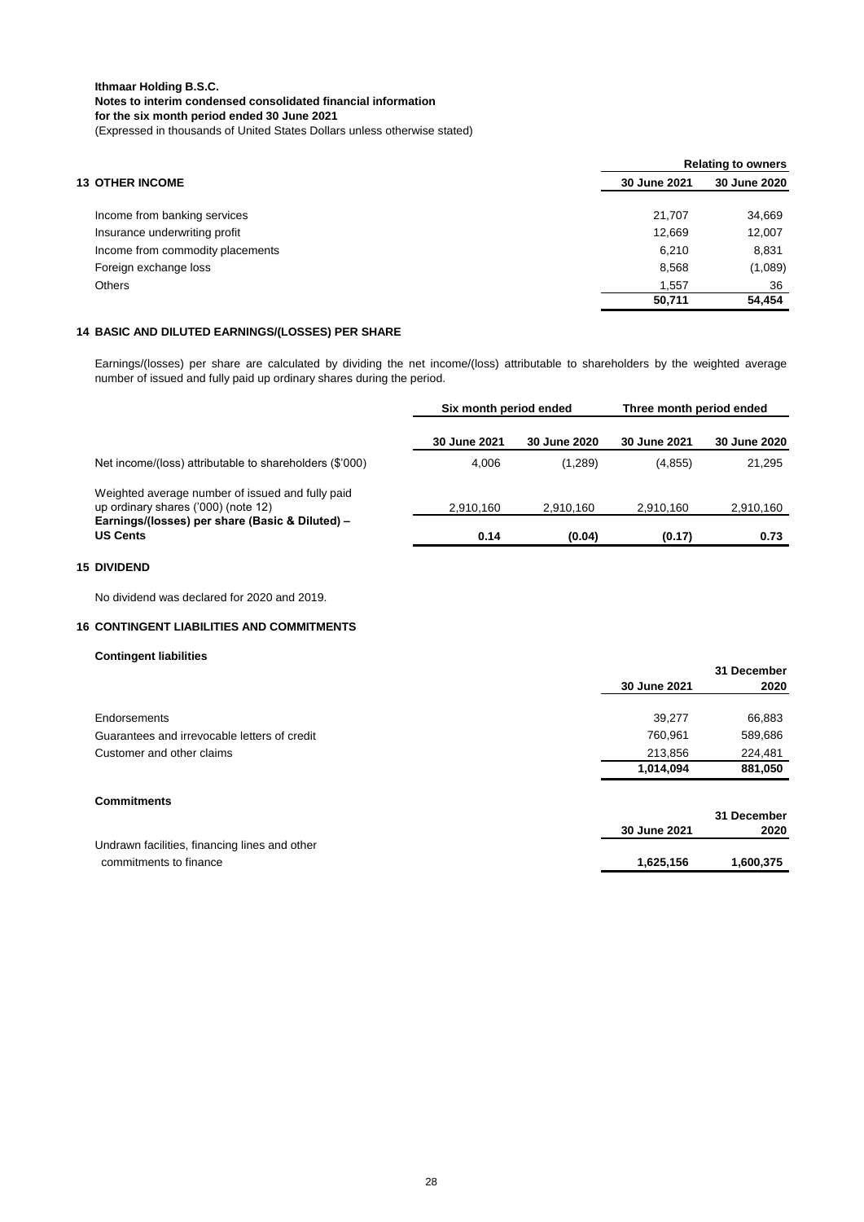**Ithmaar Holding B.S.C.**
**Notes to interim condensed consolidated financial information**
**for the six month period ended 30 June 2021**
(Expressed in thousands of United States Dollars unless otherwise stated)

## 13 OTHER INCOME

| | Relating to owners | |
|---|---|---|
| | 30 June 2021 | 30 June 2020 |
| Income from banking services | 21,707 | 34,669 |
| Insurance underwriting profit | 12,669 | 12,007 |
| Income from commodity placements | 6,210 | 8,831 |
| Foreign exchange loss | 8,568 | (1,089) |
| Others | 1,557 | 36 |
| | **50,711** | **54,454** |

## 14 BASIC AND DILUTED EARNINGS/(LOSSES) PER SHARE

Earnings/(losses) per share are calculated by dividing the net income/(loss) attributable to shareholders by the weighted average number of issued and fully paid up ordinary shares during the period.

| | Six month period ended | | Three month period ended | |
|---|---|---|---|---|
| | 30 June 2021 | 30 June 2020 | 30 June 2021 | 30 June 2020 |
| Net income/(loss) attributable to shareholders ($'000) | 4,006 | (1,289) | (4,855) | 21,295 |
| Weighted average number of issued and fully paid up ordinary shares ('000) (note 12) | 2,910,160 | 2,910,160 | 2,910,160 | 2,910,160 |
| **Earnings/(losses) per share (Basic & Diluted) – US Cents** | **0.14** | **(0.04)** | **(0.17)** | **0.73** |

## 15 DIVIDEND

No dividend was declared for 2020 and 2019.

## 16 CONTINGENT LIABILITIES AND COMMITMENTS

**Contingent liabilities**

| | 30 June 2021 | 31 December 2020 |
|---|---|---|
| Endorsements | 39,277 | 66,883 |
| Guarantees and irrevocable letters of credit | 760,961 | 589,686 |
| Customer and other claims | 213,856 | 224,481 |
| | **1,014,094** | **881,050** |

**Commitments**

| | 30 June 2021 | 31 December 2020 |
|---|---|---|
| Undrawn facilities, financing lines and other commitments to finance | **1,625,156** | **1,600,375** |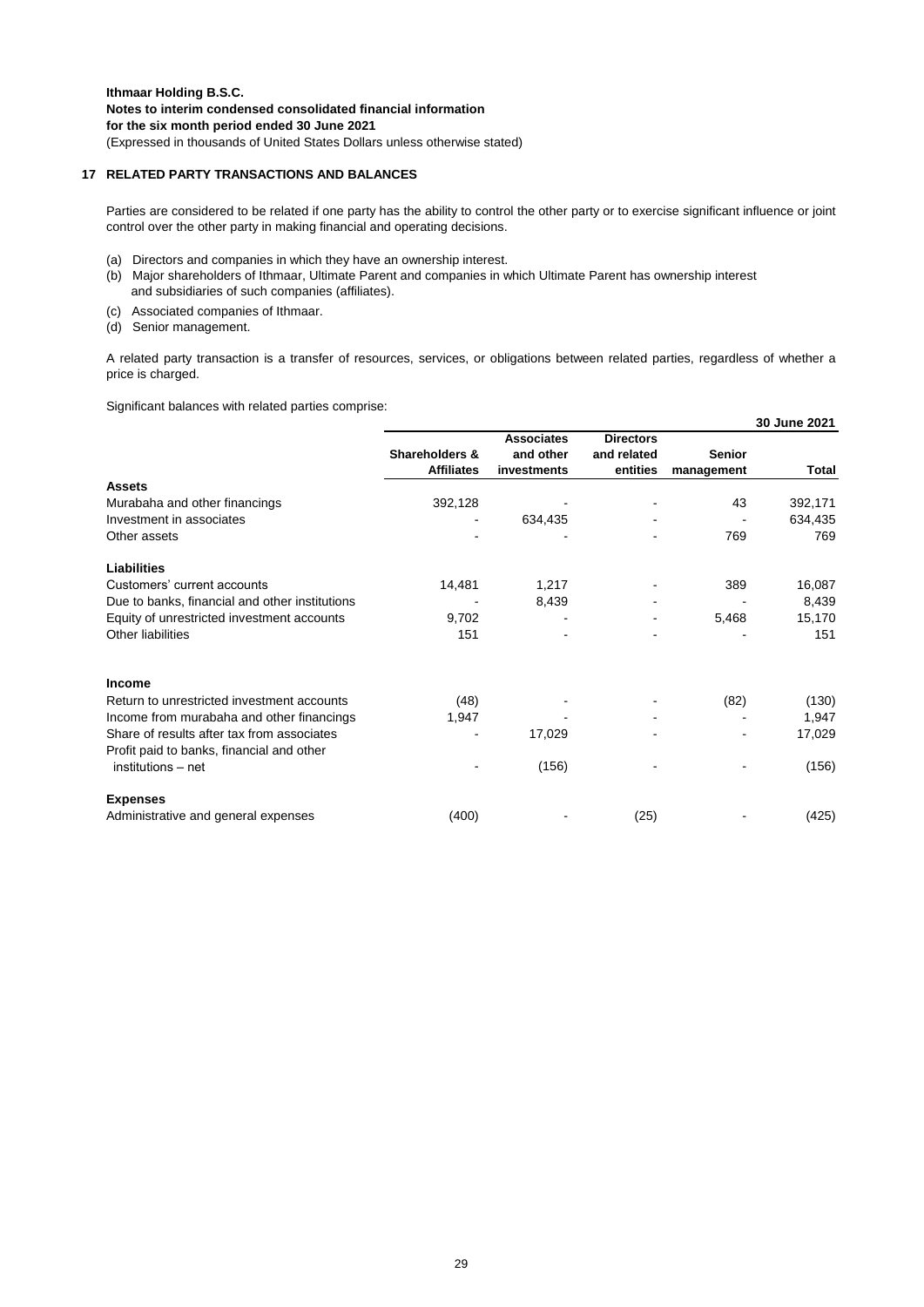**Ithmaar Holding B.S.C.**
**Notes to interim condensed consolidated financial information**
**for the six month period ended 30 June 2021**
(Expressed in thousands of United States Dollars unless otherwise stated)

## 17 RELATED PARTY TRANSACTIONS AND BALANCES

Parties are considered to be related if one party has the ability to control the other party or to exercise significant influence or joint control over the other party in making financial and operating decisions.

(a) Directors and companies in which they have an ownership interest.
(b) Major shareholders of Ithmaar, Ultimate Parent and companies in which Ultimate Parent has ownership interest and subsidiaries of such companies (affiliates).
(c) Associated companies of Ithmaar.
(d) Senior management.

A related party transaction is a transfer of resources, services, or obligations between related parties, regardless of whether a price is charged.

Significant balances with related parties comprise:

| | | | | | **30 June 2021** |
|---|---|---|---|---|---|
| | **Shareholders & Affiliates** | **Associates and other investments** | **Directors and related entities** | **Senior management** | **Total** |
| **Assets** | | | | | |
| Murabaha and other financings | 392,128 | - | - | 43 | 392,171 |
| Investment in associates | - | 634,435 | - | - | 634,435 |
| Other assets | - | - | - | 769 | 769 |
| **Liabilities** | | | | | |
| Customers' current accounts | 14,481 | 1,217 | - | 389 | 16,087 |
| Due to banks, financial and other institutions | - | 8,439 | - | - | 8,439 |
| Equity of unrestricted investment accounts | 9,702 | - | - | 5,468 | 15,170 |
| Other liabilities | 151 | - | - | - | 151 |
| **Income** | | | | | |
| Return to unrestricted investment accounts | (48) | - | - | (82) | (130) |
| Income from murabaha and other financings | 1,947 | - | - | - | 1,947 |
| Share of results after tax from associates | - | 17,029 | - | - | 17,029 |
| Profit paid to banks, financial and other institutions – net | - | (156) | - | - | (156) |
| **Expenses** | | | | | |
| Administrative and general expenses | (400) | - | (25) | - | (425) |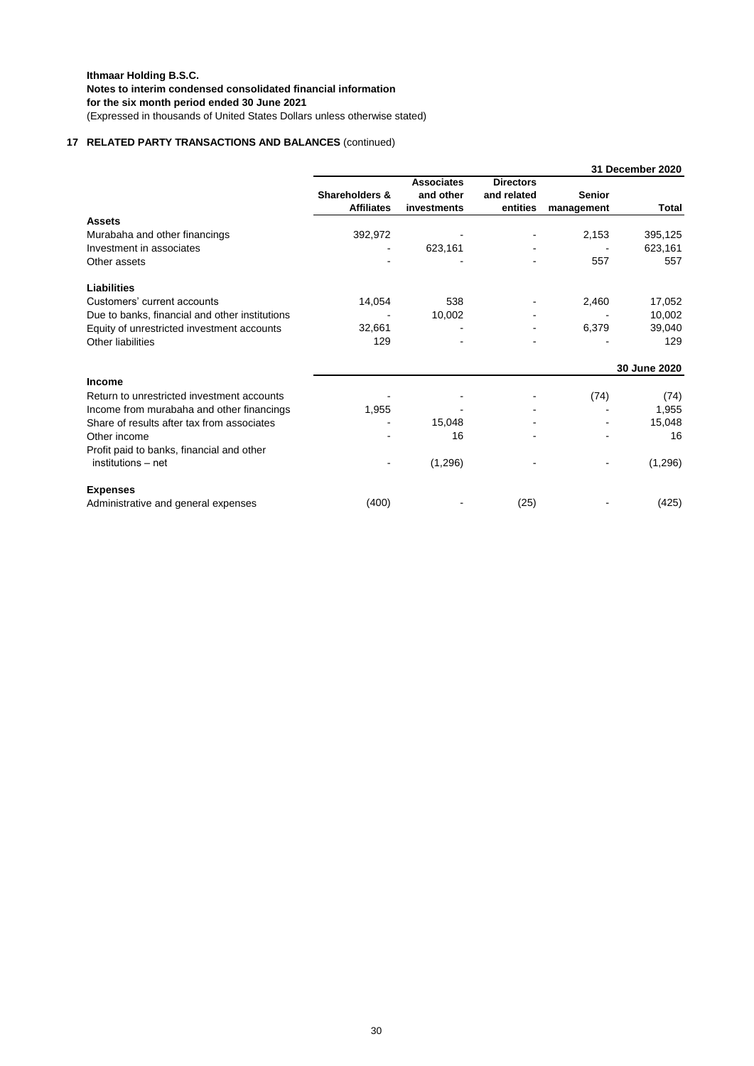**Ithmaar Holding B.S.C.**
**Notes to interim condensed consolidated financial information**
**for the six month period ended 30 June 2021**
(Expressed in thousands of United States Dollars unless otherwise stated)

## 17 RELATED PARTY TRANSACTIONS AND BALANCES (continued)

| | | | | | **31 December 2020** |
|---|---|---|---|---|---|
| | **Shareholders & Affiliates** | **Associates and other investments** | **Directors and related entities** | **Senior management** | **Total** |
| **Assets** | | | | | |
| Murabaha and other financings | 392,972 | - | - | 2,153 | 395,125 |
| Investment in associates | - | 623,161 | - | - | 623,161 |
| Other assets | - | - | - | 557 | 557 |
| **Liabilities** | | | | | |
| Customers' current accounts | 14,054 | 538 | - | 2,460 | 17,052 |
| Due to banks, financial and other institutions | - | 10,002 | - | - | 10,002 |
| Equity of unrestricted investment accounts | 32,661 | - | - | 6,379 | 39,040 |
| Other liabilities | 129 | - | - | - | 129 |
| | | | | | **30 June 2020** |
| **Income** | | | | | |
| Return to unrestricted investment accounts | - | - | - | (74) | (74) |
| Income from murabaha and other financings | 1,955 | - | - | - | 1,955 |
| Share of results after tax from associates | - | 15,048 | - | - | 15,048 |
| Other income | - | 16 | - | - | 16 |
| Profit paid to banks, financial and other institutions – net | - | (1,296) | - | - | (1,296) |
| **Expenses** | | | | | |
| Administrative and general expenses | (400) | - | (25) | - | (425) |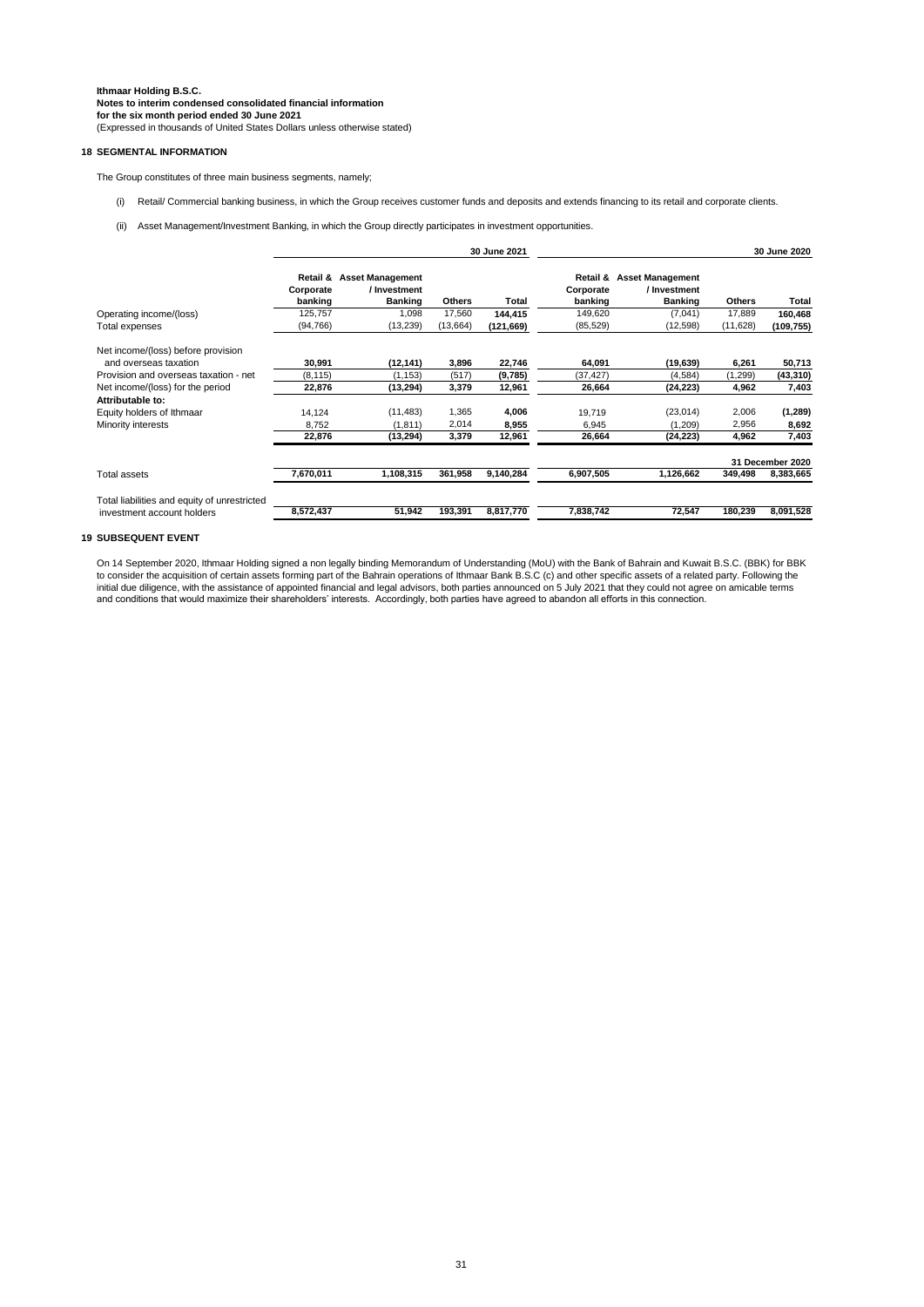**Ithmaar Holding B.S.C.**
**Notes to interim condensed consolidated financial information**
**for the six month period ended 30 June 2021**
(Expressed in thousands of United States Dollars unless otherwise stated)

## 18 SEGMENTAL INFORMATION

The Group constitutes of three main business segments, namely;

(i) Retail/ Commercial banking business, in which the Group receives customer funds and deposits and extends financing to its retail and corporate clients.

(ii) Asset Management/Investment Banking, in which the Group directly participates in investment opportunities.

| | 30 June 2021 | | | | 30 June 2020 | | | |
|---|---|---|---|---|---|---|---|---|
| | **Retail & Corporate banking** | **Asset Management / Investment Banking** | **Others** | **Total** | **Retail & Corporate banking** | **Asset Management / Investment Banking** | **Others** | **Total** |
| Operating income/(loss) | 125,757 | 1,098 | 17,560 | 144,415 | 149,620 | (7,041) | 17,889 | 160,468 |
| Total expenses | (94,766) | (13,239) | (13,664) | (121,669) | (85,529) | (12,598) | (11,628) | (109,755) |
| Net income/(loss) before provision and overseas taxation | **30,991** | **(12,141)** | **3,896** | **22,746** | **64,091** | **(19,639)** | **6,261** | **50,713** |
| Provision and overseas taxation - net | (8,115) | (1,153) | (517) | (9,785) | (37,427) | (4,584) | (1,299) | (43,310) |
| Net income/(loss) for the period | **22,876** | **(13,294)** | **3,379** | **12,961** | **26,664** | **(24,223)** | **4,962** | **7,403** |
| **Attributable to:** | | | | | | | | |
| Equity holders of Ithmaar | 14,124 | (11,483) | 1,365 | 4,006 | 19,719 | (23,014) | 2,006 | (1,289) |
| Minority interests | 8,752 | (1,811) | 2,014 | 8,955 | 6,945 | (1,209) | 2,956 | 8,692 |
| | **22,876** | **(13,294)** | **3,379** | **12,961** | **26,664** | **(24,223)** | **4,962** | **7,403** |
| | | | | | | | | **31 December 2020** |
| Total assets | **7,670,011** | **1,108,315** | **361,958** | **9,140,284** | **6,907,505** | **1,126,662** | **349,498** | **8,383,665** |
| Total liabilities and equity of unrestricted investment account holders | **8,572,437** | **51,942** | **193,391** | **8,817,770** | **7,838,742** | **72,547** | **180,239** | **8,091,528** |

## 19 SUBSEQUENT EVENT

On 14 September 2020, Ithmaar Holding signed a non legally binding Memorandum of Understanding (MoU) with the Bank of Bahrain and Kuwait B.S.C. (BBK) for BBK to consider the acquisition of certain assets forming part of the Bahrain operations of Ithmaar Bank B.S.C (c) and other specific assets of a related party. Following the initial due diligence, with the assistance of appointed financial and legal advisors, both parties announced on 5 July 2021 that they could not agree on amicable terms and conditions that would maximize their shareholders' interests. Accordingly, both parties have agreed to abandon all efforts in this connection.